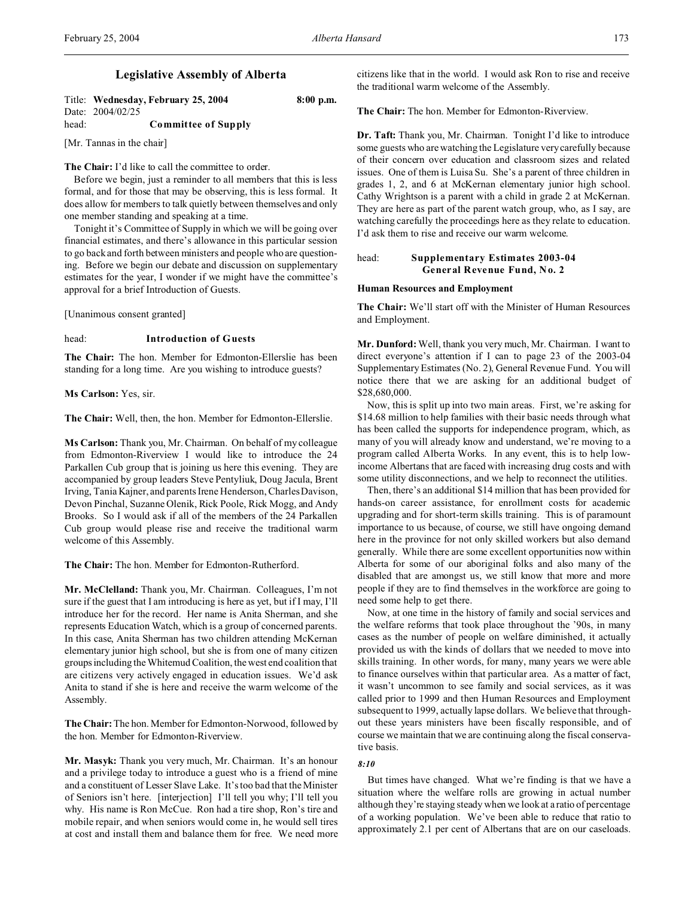## Legislative Assembly of Alberta

Title: **Wednesday, February 25, 2004** 8:00 p.m.
Date: 2004/02/25
head: **Committee of Supply**

[Mr. Tannas in the chair]

**The Chair:** I'd like to call the committee to order.

Before we begin, just a reminder to all members that this is less formal, and for those that may be observing, this is less formal. It does allow for members to talk quietly between themselves and only one member standing and speaking at a time.

Tonight it's Committee of Supply in which we will be going over financial estimates, and there's allowance in this particular session to go back and forth between ministers and people who are questioning. Before we begin our debate and discussion on supplementary estimates for the year, I wonder if we might have the committee's approval for a brief Introduction of Guests.

[Unanimous consent granted]

head: **Introduction of Guests**

**The Chair:** The hon. Member for Edmonton-Ellerslie has been standing for a long time. Are you wishing to introduce guests?

**Ms Carlson:** Yes, sir.

**The Chair:** Well, then, the hon. Member for Edmonton-Ellerslie.

**Ms Carlson:** Thank you, Mr. Chairman. On behalf of my colleague from Edmonton-Riverview I would like to introduce the 24 Parkallen Cub group that is joining us here this evening. They are accompanied by group leaders Steve Pentyliuk, Doug Jacula, Brent Irving, Tania Kajner, and parents Irene Henderson, Charles Davison, Devon Pinchal, Suzanne Olenik, Rick Poole, Rick Mogg, and Andy Brooks. So I would ask if all of the members of the 24 Parkallen Cub group would please rise and receive the traditional warm welcome of this Assembly.

**The Chair:** The hon. Member for Edmonton-Rutherford.

**Mr. McClelland:** Thank you, Mr. Chairman. Colleagues, I'm not sure if the guest that I am introducing is here as yet, but if I may, I'll introduce her for the record. Her name is Anita Sherman, and she represents Education Watch, which is a group of concerned parents. In this case, Anita Sherman has two children attending McKernan elementary junior high school, but she is from one of many citizen groups including the Whitemud Coalition, the west end coalition that are citizens very actively engaged in education issues. We'd ask Anita to stand if she is here and receive the warm welcome of the Assembly.

**The Chair:** The hon. Member for Edmonton-Norwood, followed by the hon. Member for Edmonton-Riverview.

**Mr. Masyk:** Thank you very much, Mr. Chairman. It's an honour and a privilege today to introduce a guest who is a friend of mine and a constituent of Lesser Slave Lake. It's too bad that the Minister of Seniors isn't here. [interjection] I'll tell you why; I'll tell you why. His name is Ron McCue. Ron had a tire shop, Ron's tire and mobile repair, and when seniors would come in, he would sell tires at cost and install them and balance them for free. We need more citizens like that in the world. I would ask Ron to rise and receive the traditional warm welcome of the Assembly.

**The Chair:** The hon. Member for Edmonton-Riverview.

**Dr. Taft:** Thank you, Mr. Chairman. Tonight I'd like to introduce some guests who are watching the Legislature very carefully because of their concern over education and classroom sizes and related issues. One of them is Luisa Su. She's a parent of three children in grades 1, 2, and 6 at McKernan elementary junior high school. Cathy Wrightson is a parent with a child in grade 2 at McKernan. They are here as part of the parent watch group, who, as I say, are watching carefully the proceedings here as they relate to education. I'd ask them to rise and receive our warm welcome.

head: **Supplementary Estimates 2003-04**
**General Revenue Fund, No. 2**

**Human Resources and Employment**

**The Chair:** We'll start off with the Minister of Human Resources and Employment.

**Mr. Dunford:** Well, thank you very much, Mr. Chairman. I want to direct everyone's attention if I can to page 23 of the 2003-04 Supplementary Estimates (No. 2), General Revenue Fund. You will notice there that we are asking for an additional budget of $28,680,000.

Now, this is split up into two main areas. First, we're asking for $14.68 million to help families with their basic needs through what has been called the supports for independence program, which, as many of you will already know and understand, we're moving to a program called Alberta Works. In any event, this is to help low-income Albertans that are faced with increasing drug costs and with some utility disconnections, and we help to reconnect the utilities.

Then, there's an additional $14 million that has been provided for hands-on career assistance, for enrollment costs for academic upgrading and for short-term skills training. This is of paramount importance to us because, of course, we still have ongoing demand here in the province for not only skilled workers but also demand generally. While there are some excellent opportunities now within Alberta for some of our aboriginal folks and also many of the disabled that are amongst us, we still know that more and more people if they are to find themselves in the workforce are going to need some help to get there.

Now, at one time in the history of family and social services and the welfare reforms that took place throughout the '90s, in many cases as the number of people on welfare diminished, it actually provided us with the kinds of dollars that we needed to move into skills training. In other words, for many, many years we were able to finance ourselves within that particular area. As a matter of fact, it wasn't uncommon to see family and social services, as it was called prior to 1999 and then Human Resources and Employment subsequent to 1999, actually lapse dollars. We believe that throughout these years ministers have been fiscally responsible, and of course we maintain that we are continuing along the fiscal conservative basis.

*8:10*

But times have changed. What we're finding is that we have a situation where the welfare rolls are growing in actual number although they're staying steady when we look at a ratio of percentage of a working population. We've been able to reduce that ratio to approximately 2.1 per cent of Albertans that are on our caseloads.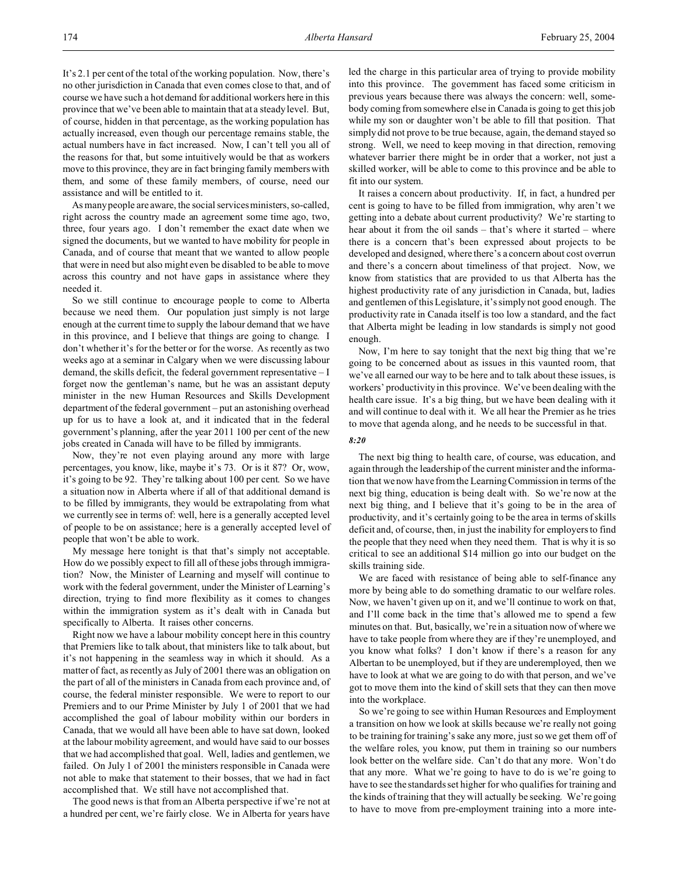It's 2.1 per cent of the total of the working population. Now, there's no other jurisdiction in Canada that even comes close to that, and of course we have such a hot demand for additional workers here in this province that we've been able to maintain that at a steady level. But, of course, hidden in that percentage, as the working population has actually increased, even though our percentage remains stable, the actual numbers have in fact increased. Now, I can't tell you all of the reasons for that, but some intuitively would be that as workers move to this province, they are in fact bringing family members with them, and some of these family members, of course, need our assistance and will be entitled to it.

As many people are aware, the social services ministers, so-called, right across the country made an agreement some time ago, two, three, four years ago. I don't remember the exact date when we signed the documents, but we wanted to have mobility for people in Canada, and of course that meant that we wanted to allow people that were in need but also might even be disabled to be able to move across this country and not have gaps in assistance where they needed it.

So we still continue to encourage people to come to Alberta because we need them. Our population just simply is not large enough at the current time to supply the labour demand that we have in this province, and I believe that things are going to change. I don't whether it's for the better or for the worse. As recently as two weeks ago at a seminar in Calgary when we were discussing labour demand, the skills deficit, the federal government representative – I forget now the gentleman's name, but he was an assistant deputy minister in the new Human Resources and Skills Development department of the federal government – put an astonishing overhead up for us to have a look at, and it indicated that in the federal government's planning, after the year 2011 100 per cent of the new jobs created in Canada will have to be filled by immigrants.

Now, they're not even playing around any more with large percentages, you know, like, maybe it's 73. Or is it 87? Or, wow, it's going to be 92. They're talking about 100 per cent. So we have a situation now in Alberta where if all of that additional demand is to be filled by immigrants, they would be extrapolating from what we currently see in terms of: well, here is a generally accepted level of people to be on assistance; here is a generally accepted level of people that won't be able to work.

My message here tonight is that that's simply not acceptable. How do we possibly expect to fill all of these jobs through immigration? Now, the Minister of Learning and myself will continue to work with the federal government, under the Minister of Learning's direction, trying to find more flexibility as it comes to changes within the immigration system as it's dealt with in Canada but specifically to Alberta. It raises other concerns.

Right now we have a labour mobility concept here in this country that Premiers like to talk about, that ministers like to talk about, but it's not happening in the seamless way in which it should. As a matter of fact, as recently as July of 2001 there was an obligation on the part of all of the ministers in Canada from each province and, of course, the federal minister responsible. We were to report to our Premiers and to our Prime Minister by July 1 of 2001 that we had accomplished the goal of labour mobility within our borders in Canada, that we would all have been able to have sat down, looked at the labour mobility agreement, and would have said to our bosses that we had accomplished that goal. Well, ladies and gentlemen, we failed. On July 1 of 2001 the ministers responsible in Canada were not able to make that statement to their bosses, that we had in fact accomplished that. We still have not accomplished that.

The good news is that from an Alberta perspective if we're not at a hundred per cent, we're fairly close. We in Alberta for years have led the charge in this particular area of trying to provide mobility into this province. The government has faced some criticism in previous years because there was always the concern: well, somebody coming from somewhere else in Canada is going to get this job while my son or daughter won't be able to fill that position. That simply did not prove to be true because, again, the demand stayed so strong. Well, we need to keep moving in that direction, removing whatever barrier there might be in order that a worker, not just a skilled worker, will be able to come to this province and be able to fit into our system.

It raises a concern about productivity. If, in fact, a hundred per cent is going to have to be filled from immigration, why aren't we getting into a debate about current productivity? We're starting to hear about it from the oil sands – that's where it started – where there is a concern that's been expressed about projects to be developed and designed, where there's a concern about cost overrun and there's a concern about timeliness of that project. Now, we know from statistics that are provided to us that Alberta has the highest productivity rate of any jurisdiction in Canada, but, ladies and gentlemen of this Legislature, it's simply not good enough. The productivity rate in Canada itself is too low a standard, and the fact that Alberta might be leading in low standards is simply not good enough.

Now, I'm here to say tonight that the next big thing that we're going to be concerned about as issues in this vaunted room, that we've all earned our way to be here and to talk about these issues, is workers' productivity in this province. We've been dealing with the health care issue. It's a big thing, but we have been dealing with it and will continue to deal with it. We all hear the Premier as he tries to move that agenda along, and he needs to be successful in that.

*8:20*

The next big thing to health care, of course, was education, and again through the leadership of the current minister and the information that we now have from the Learning Commission in terms of the next big thing, education is being dealt with. So we're now at the next big thing, and I believe that it's going to be in the area of productivity, and it's certainly going to be the area in terms of skills deficit and, of course, then, in just the inability for employers to find the people that they need when they need them. That is why it is so critical to see an additional $14 million go into our budget on the skills training side.

We are faced with resistance of being able to self-finance any more by being able to do something dramatic to our welfare roles. Now, we haven't given up on it, and we'll continue to work on that, and I'll come back in the time that's allowed me to spend a few minutes on that. But, basically, we're in a situation now of where we have to take people from where they are if they're unemployed, and you know what folks? I don't know if there's a reason for any Albertan to be unemployed, but if they are underemployed, then we have to look at what we are going to do with that person, and we've got to move them into the kind of skill sets that they can then move into the workplace.

So we're going to see within Human Resources and Employment a transition on how we look at skills because we're really not going to be training for training's sake any more, just so we get them off of the welfare roles, you know, put them in training so our numbers look better on the welfare side. Can't do that any more. Won't do that any more. What we're going to have to do is we're going to have to see the standards set higher for who qualifies for training and the kinds of training that they will actually be seeking. We're going to have to move from pre-employment training into a more inte-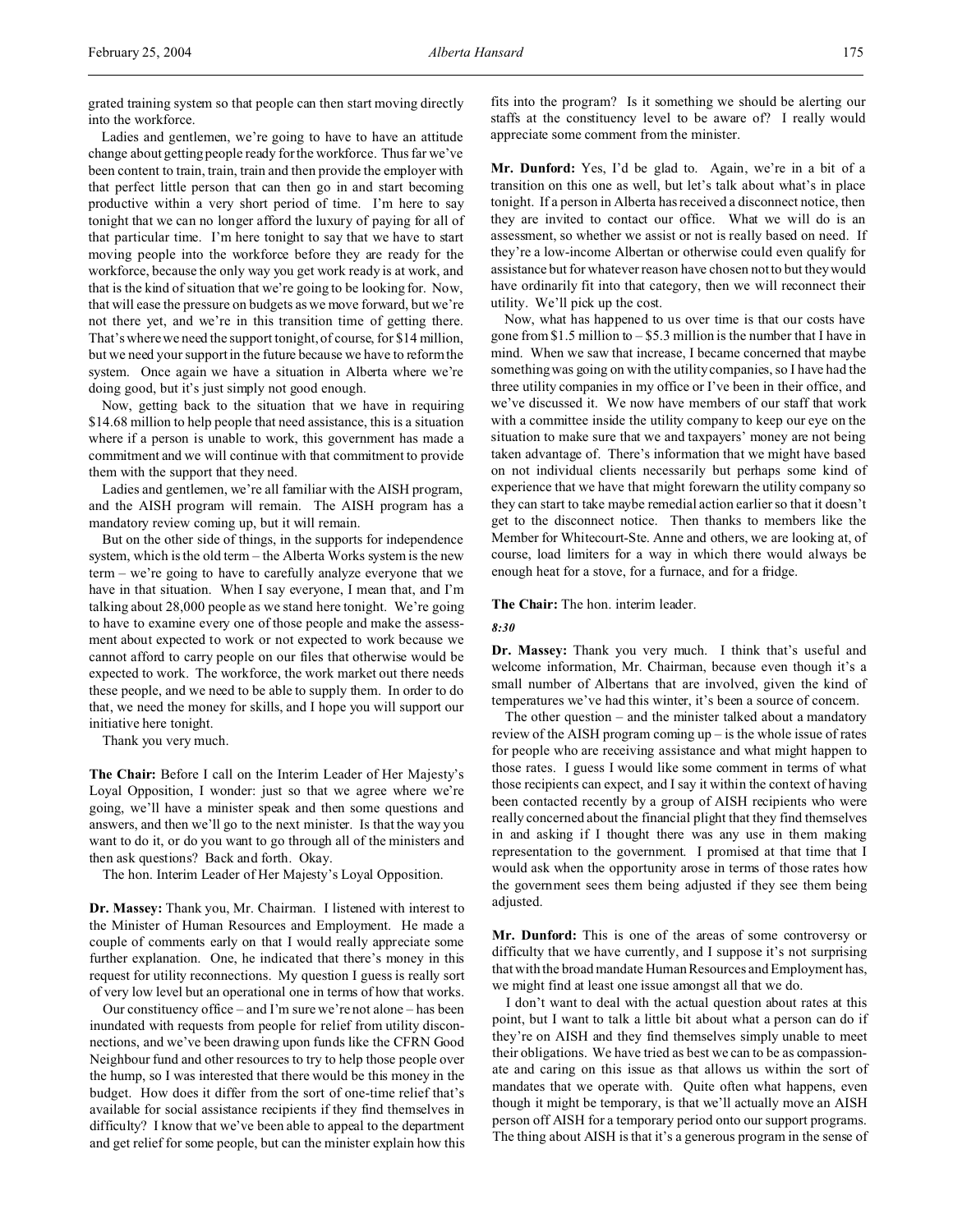grated training system so that people can then start moving directly into the workforce.

Ladies and gentlemen, we're going to have to have an attitude change about getting people ready for the workforce. Thus far we've been content to train, train, train and then provide the employer with that perfect little person that can then go in and start becoming productive within a very short period of time. I'm here to say tonight that we can no longer afford the luxury of paying for all of that particular time. I'm here tonight to say that we have to start moving people into the workforce before they are ready for the workforce, because the only way you get work ready is at work, and that is the kind of situation that we're going to be looking for. Now, that will ease the pressure on budgets as we move forward, but we're not there yet, and we're in this transition time of getting there. That's where we need the support tonight, of course, for $14 million, but we need your support in the future because we have to reform the system. Once again we have a situation in Alberta where we're doing good, but it's just simply not good enough.

Now, getting back to the situation that we have in requiring $14.68 million to help people that need assistance, this is a situation where if a person is unable to work, this government has made a commitment and we will continue with that commitment to provide them with the support that they need.

Ladies and gentlemen, we're all familiar with the AISH program, and the AISH program will remain. The AISH program has a mandatory review coming up, but it will remain.

But on the other side of things, in the supports for independence system, which is the old term – the Alberta Works system is the new term – we're going to have to carefully analyze everyone that we have in that situation. When I say everyone, I mean that, and I'm talking about 28,000 people as we stand here tonight. We're going to have to examine every one of those people and make the assessment about expected to work or not expected to work because we cannot afford to carry people on our files that otherwise would be expected to work. The workforce, the work market out there needs these people, and we need to be able to supply them. In order to do that, we need the money for skills, and I hope you will support our initiative here tonight.

Thank you very much.

**The Chair:** Before I call on the Interim Leader of Her Majesty's Loyal Opposition, I wonder: just so that we agree where we're going, we'll have a minister speak and then some questions and answers, and then we'll go to the next minister. Is that the way you want to do it, or do you want to go through all of the ministers and then ask questions? Back and forth. Okay.

The hon. Interim Leader of Her Majesty's Loyal Opposition.

**Dr. Massey:** Thank you, Mr. Chairman. I listened with interest to the Minister of Human Resources and Employment. He made a couple of comments early on that I would really appreciate some further explanation. One, he indicated that there's money in this request for utility reconnections. My question I guess is really sort of very low level but an operational one in terms of how that works.

Our constituency office – and I'm sure we're not alone – has been inundated with requests from people for relief from utility disconnections, and we've been drawing upon funds like the CFRN Good Neighbour fund and other resources to try to help those people over the hump, so I was interested that there would be this money in the budget. How does it differ from the sort of one-time relief that's available for social assistance recipients if they find themselves in difficulty? I know that we've been able to appeal to the department and get relief for some people, but can the minister explain how this fits into the program? Is it something we should be alerting our staffs at the constituency level to be aware of? I really would appreciate some comment from the minister.

**Mr. Dunford:** Yes, I'd be glad to. Again, we're in a bit of a transition on this one as well, but let's talk about what's in place tonight. If a person in Alberta has received a disconnect notice, then they are invited to contact our office. What we will do is an assessment, so whether we assist or not is really based on need. If they're a low-income Albertan or otherwise could even qualify for assistance but for whatever reason have chosen not to but they would have ordinarily fit into that category, then we will reconnect their utility. We'll pick up the cost.

Now, what has happened to us over time is that our costs have gone from $1.5 million to – $5.3 million is the number that I have in mind. When we saw that increase, I became concerned that maybe something was going on with the utility companies, so I have had the three utility companies in my office or I've been in their office, and we've discussed it. We now have members of our staff that work with a committee inside the utility company to keep our eye on the situation to make sure that we and taxpayers' money are not being taken advantage of. There's information that we might have based on not individual clients necessarily but perhaps some kind of experience that we have that might forewarn the utility company so they can start to take maybe remedial action earlier so that it doesn't get to the disconnect notice. Then thanks to members like the Member for Whitecourt-Ste. Anne and others, we are looking at, of course, load limiters for a way in which there would always be enough heat for a stove, for a furnace, and for a fridge.

**The Chair:** The hon. interim leader.

*8:30*

**Dr. Massey:** Thank you very much. I think that's useful and welcome information, Mr. Chairman, because even though it's a small number of Albertans that are involved, given the kind of temperatures we've had this winter, it's been a source of concern.

The other question – and the minister talked about a mandatory review of the AISH program coming up – is the whole issue of rates for people who are receiving assistance and what might happen to those rates. I guess I would like some comment in terms of what those recipients can expect, and I say it within the context of having been contacted recently by a group of AISH recipients who were really concerned about the financial plight that they find themselves in and asking if I thought there was any use in them making representation to the government. I promised at that time that I would ask when the opportunity arose in terms of those rates how the government sees them being adjusted if they see them being adjusted.

**Mr. Dunford:** This is one of the areas of some controversy or difficulty that we have currently, and I suppose it's not surprising that with the broad mandate Human Resources and Employment has, we might find at least one issue amongst all that we do.

I don't want to deal with the actual question about rates at this point, but I want to talk a little bit about what a person can do if they're on AISH and they find themselves simply unable to meet their obligations. We have tried as best we can to be as compassionate and caring on this issue as that allows us within the sort of mandates that we operate with. Quite often what happens, even though it might be temporary, is that we'll actually move an AISH person off AISH for a temporary period onto our support programs. The thing about AISH is that it's a generous program in the sense of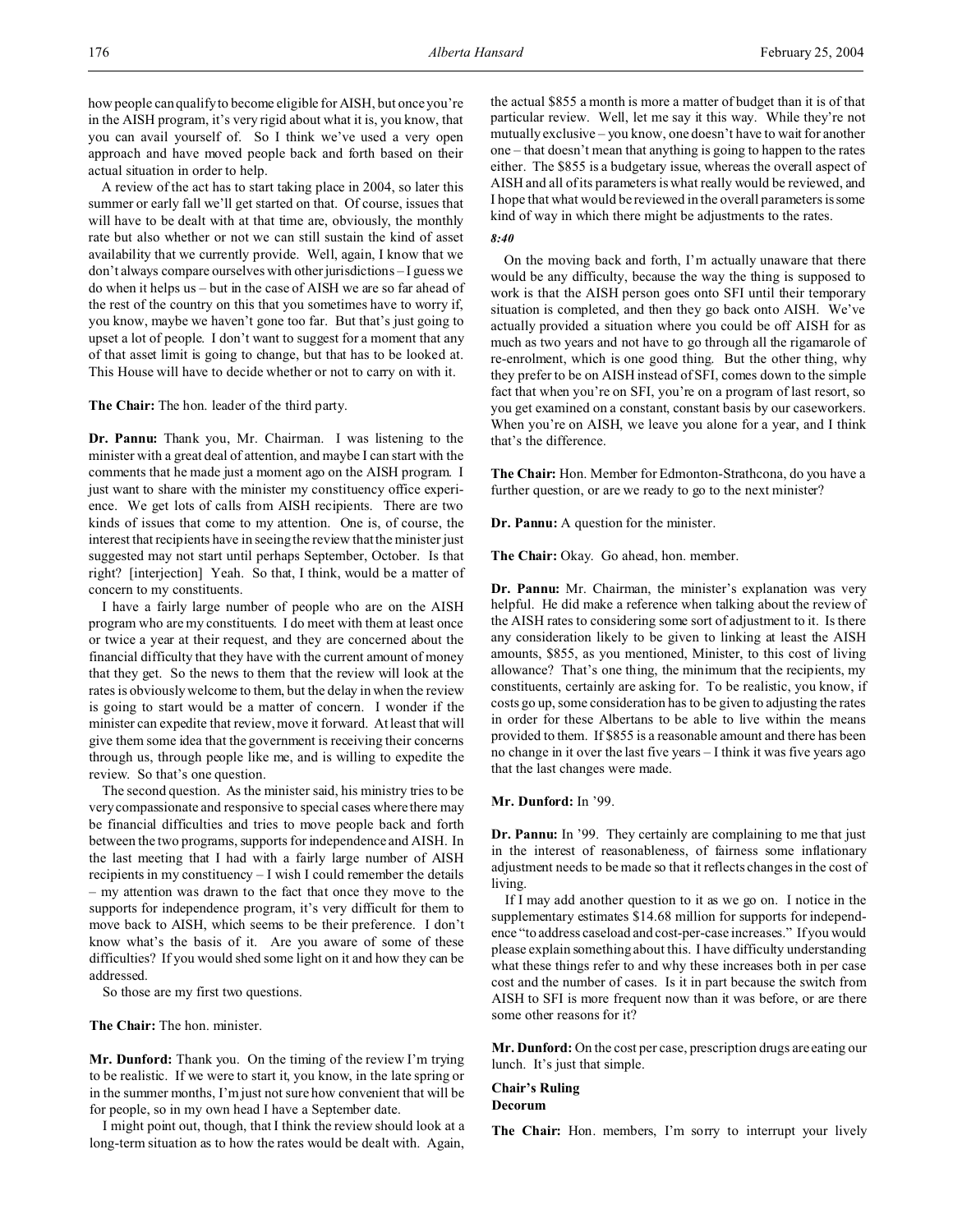how people can qualify to become eligible for AISH, but once you're in the AISH program, it's very rigid about what it is, you know, that you can avail yourself of. So I think we've used a very open approach and have moved people back and forth based on their actual situation in order to help.

A review of the act has to start taking place in 2004, so later this summer or early fall we'll get started on that. Of course, issues that will have to be dealt with at that time are, obviously, the monthly rate but also whether or not we can still sustain the kind of asset availability that we currently provide. Well, again, I know that we don't always compare ourselves with other jurisdictions – I guess we do when it helps us – but in the case of AISH we are so far ahead of the rest of the country on this that you sometimes have to worry if, you know, maybe we haven't gone too far. But that's just going to upset a lot of people. I don't want to suggest for a moment that any of that asset limit is going to change, but that has to be looked at. This House will have to decide whether or not to carry on with it.

**The Chair:** The hon. leader of the third party.

**Dr. Pannu:** Thank you, Mr. Chairman. I was listening to the minister with a great deal of attention, and maybe I can start with the comments that he made just a moment ago on the AISH program. I just want to share with the minister my constituency office experience. We get lots of calls from AISH recipients. There are two kinds of issues that come to my attention. One is, of course, the interest that recipients have in seeing the review that the minister just suggested may not start until perhaps September, October. Is that right? [interjection] Yeah. So that, I think, would be a matter of concern to my constituents.

I have a fairly large number of people who are on the AISH program who are my constituents. I do meet with them at least once or twice a year at their request, and they are concerned about the financial difficulty that they have with the current amount of money that they get. So the news to them that the review will look at the rates is obviously welcome to them, but the delay in when the review is going to start would be a matter of concern. I wonder if the minister can expedite that review, move it forward. At least that will give them some idea that the government is receiving their concerns through us, through people like me, and is willing to expedite the review. So that's one question.

The second question. As the minister said, his ministry tries to be very compassionate and responsive to special cases where there may be financial difficulties and tries to move people back and forth between the two programs, supports for independence and AISH. In the last meeting that I had with a fairly large number of AISH recipients in my constituency – I wish I could remember the details – my attention was drawn to the fact that once they move to the supports for independence program, it's very difficult for them to move back to AISH, which seems to be their preference. I don't know what's the basis of it. Are you aware of some of these difficulties? If you would shed some light on it and how they can be addressed.

So those are my first two questions.

**The Chair:** The hon. minister.

**Mr. Dunford:** Thank you. On the timing of the review I'm trying to be realistic. If we were to start it, you know, in the late spring or in the summer months, I'm just not sure how convenient that will be for people, so in my own head I have a September date.

I might point out, though, that I think the review should look at a long-term situation as to how the rates would be dealt with. Again, the actual $855 a month is more a matter of budget than it is of that particular review. Well, let me say it this way. While they're not mutually exclusive – you know, one doesn't have to wait for another one – that doesn't mean that anything is going to happen to the rates either. The $855 is a budgetary issue, whereas the overall aspect of AISH and all of its parameters is what really would be reviewed, and I hope that what would be reviewed in the overall parameters is some kind of way in which there might be adjustments to the rates.

*8:40*

On the moving back and forth, I'm actually unaware that there would be any difficulty, because the way the thing is supposed to work is that the AISH person goes onto SFI until their temporary situation is completed, and then they go back onto AISH. We've actually provided a situation where you could be off AISH for as much as two years and not have to go through all the rigamarole of re-enrolment, which is one good thing. But the other thing, why they prefer to be on AISH instead of SFI, comes down to the simple fact that when you're on SFI, you're on a program of last resort, so you get examined on a constant, constant basis by our caseworkers. When you're on AISH, we leave you alone for a year, and I think that's the difference.

**The Chair:** Hon. Member for Edmonton-Strathcona, do you have a further question, or are we ready to go to the next minister?

**Dr. Pannu:** A question for the minister.

**The Chair:** Okay. Go ahead, hon. member.

**Dr. Pannu:** Mr. Chairman, the minister's explanation was very helpful. He did make a reference when talking about the review of the AISH rates to considering some sort of adjustment to it. Is there any consideration likely to be given to linking at least the AISH amounts, $855, as you mentioned, Minister, to this cost of living allowance? That's one thing, the minimum that the recipients, my constituents, certainly are asking for. To be realistic, you know, if costs go up, some consideration has to be given to adjusting the rates in order for these Albertans to be able to live within the means provided to them. If $855 is a reasonable amount and there has been no change in it over the last five years – I think it was five years ago that the last changes were made.

**Mr. Dunford:** In '99.

**Dr. Pannu:** In '99. They certainly are complaining to me that just in the interest of reasonableness, of fairness some inflationary adjustment needs to be made so that it reflects changes in the cost of living.

If I may add another question to it as we go on. I notice in the supplementary estimates $14.68 million for supports for independence "to address caseload and cost-per-case increases." If you would please explain something about this. I have difficulty understanding what these things refer to and why these increases both in per case cost and the number of cases. Is it in part because the switch from AISH to SFI is more frequent now than it was before, or are there some other reasons for it?

**Mr. Dunford:** On the cost per case, prescription drugs are eating our lunch. It's just that simple.

**Chair's Ruling**
**Decorum**

**The Chair:** Hon. members, I'm sorry to interrupt your lively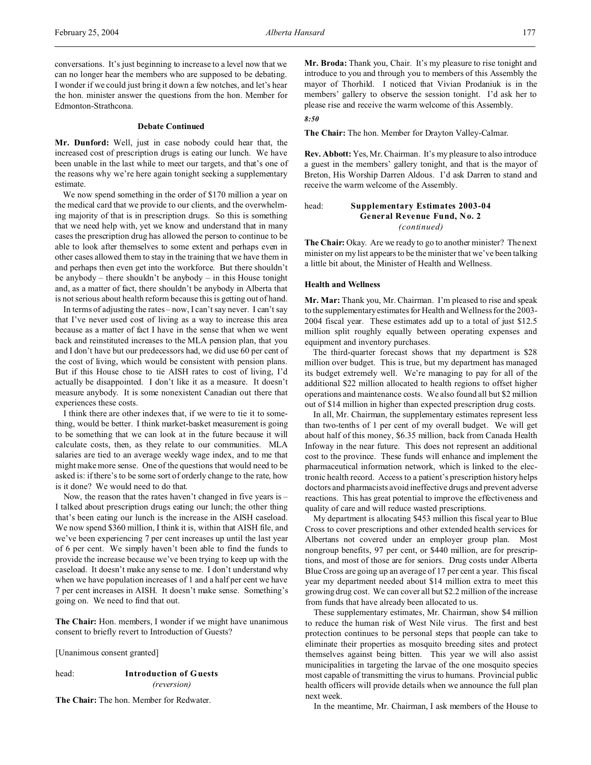conversations. It's just beginning to increase to a level now that we can no longer hear the members who are supposed to be debating. I wonder if we could just bring it down a few notches, and let's hear the hon. minister answer the questions from the hon. Member for Edmonton-Strathcona.

#### Debate Continued

**Mr. Dunford:** Well, just in case nobody could hear that, the increased cost of prescription drugs is eating our lunch. We have been unable in the last while to meet our targets, and that's one of the reasons why we're here again tonight seeking a supplementary estimate.

We now spend something in the order of $170 million a year on the medical card that we provide to our clients, and the overwhelming majority of that is in prescription drugs. So this is something that we need help with, yet we know and understand that in many cases the prescription drug has allowed the person to continue to be able to look after themselves to some extent and perhaps even in other cases allowed them to stay in the training that we have them in and perhaps then even get into the workforce. But there shouldn't be anybody – there shouldn't be anybody – in this House tonight and, as a matter of fact, there shouldn't be anybody in Alberta that is not serious about health reform because this is getting out of hand.

In terms of adjusting the rates – now, I can't say never. I can't say that I've never used cost of living as a way to increase this area because as a matter of fact I have in the sense that when we went back and reinstituted increases to the MLA pension plan, that you and I don't have but our predecessors had, we did use 60 per cent of the cost of living, which would be consistent with pension plans. But if this House chose to tie AISH rates to cost of living, I'd actually be disappointed. I don't like it as a measure. It doesn't measure anybody. It is some nonexistent Canadian out there that experiences these costs.

I think there are other indexes that, if we were to tie it to something, would be better. I think market-basket measurement is going to be something that we can look at in the future because it will calculate costs, then, as they relate to our communities. MLA salaries are tied to an average weekly wage index, and to me that might make more sense. One of the questions that would need to be asked is: if there's to be some sort of orderly change to the rate, how is it done? We would need to do that.

Now, the reason that the rates haven't changed in five years is – I talked about prescription drugs eating our lunch; the other thing that's been eating our lunch is the increase in the AISH caseload. We now spend $360 million, I think it is, within that AISH file, and we've been experiencing 7 per cent increases up until the last year of 6 per cent. We simply haven't been able to find the funds to provide the increase because we've been trying to keep up with the caseload. It doesn't make any sense to me. I don't understand why when we have population increases of 1 and a half per cent we have 7 per cent increases in AISH. It doesn't make sense. Something's going on. We need to find that out.

**The Chair:** Hon. members, I wonder if we might have unanimous consent to briefly revert to Introduction of Guests?

[Unanimous consent granted]

head: **Introduction of Guests**
*(reversion)*

**The Chair:** The hon. Member for Redwater.

**Mr. Broda:** Thank you, Chair. It's my pleasure to rise tonight and introduce to you and through you to members of this Assembly the mayor of Thorhild. I noticed that Vivian Prodaniuk is in the members' gallery to observe the session tonight. I'd ask her to please rise and receive the warm welcome of this Assembly.

*8:50*

**The Chair:** The hon. Member for Drayton Valley-Calmar.

**Rev. Abbott:** Yes, Mr. Chairman. It's my pleasure to also introduce a guest in the members' gallery tonight, and that is the mayor of Breton, His Worship Darren Aldous. I'd ask Darren to stand and receive the warm welcome of the Assembly.

head: **Supplementary Estimates 2003-04**
**General Revenue Fund, No. 2**
*(continued)*

**The Chair:** Okay. Are we ready to go to another minister? The next minister on my list appears to be the minister that we've been talking a little bit about, the Minister of Health and Wellness.

#### Health and Wellness

**Mr. Mar:** Thank you, Mr. Chairman. I'm pleased to rise and speak to the supplementary estimates for Health and Wellness for the 2003-2004 fiscal year. These estimates add up to a total of just $12.5 million split roughly equally between operating expenses and equipment and inventory purchases.

The third-quarter forecast shows that my department is $28 million over budget. This is true, but my department has managed its budget extremely well. We're managing to pay for all of the additional $22 million allocated to health regions to offset higher operations and maintenance costs. We also found all but $2 million out of $14 million in higher than expected prescription drug costs.

In all, Mr. Chairman, the supplementary estimates represent less than two-tenths of 1 per cent of my overall budget. We will get about half of this money, $6.35 million, back from Canada Health Infoway in the near future. This does not represent an additional cost to the province. These funds will enhance and implement the pharmaceutical information network, which is linked to the electronic health record. Access to a patient's prescription history helps doctors and pharmacists avoid ineffective drugs and prevent adverse reactions. This has great potential to improve the effectiveness and quality of care and will reduce wasted prescriptions.

My department is allocating $453 million this fiscal year to Blue Cross to cover prescriptions and other extended health services for Albertans not covered under an employer group plan. Most nongroup benefits, 97 per cent, or $440 million, are for prescriptions, and most of those are for seniors. Drug costs under Alberta Blue Cross are going up an average of 17 per cent a year. This fiscal year my department needed about $14 million extra to meet this growing drug cost. We can cover all but $2.2 million of the increase from funds that have already been allocated to us.

These supplementary estimates, Mr. Chairman, show $4 million to reduce the human risk of West Nile virus. The first and best protection continues to be personal steps that people can take to eliminate their properties as mosquito breeding sites and protect themselves against being bitten. This year we will also assist municipalities in targeting the larvae of the one mosquito species most capable of transmitting the virus to humans. Provincial public health officers will provide details when we announce the full plan next week.

In the meantime, Mr. Chairman, I ask members of the House to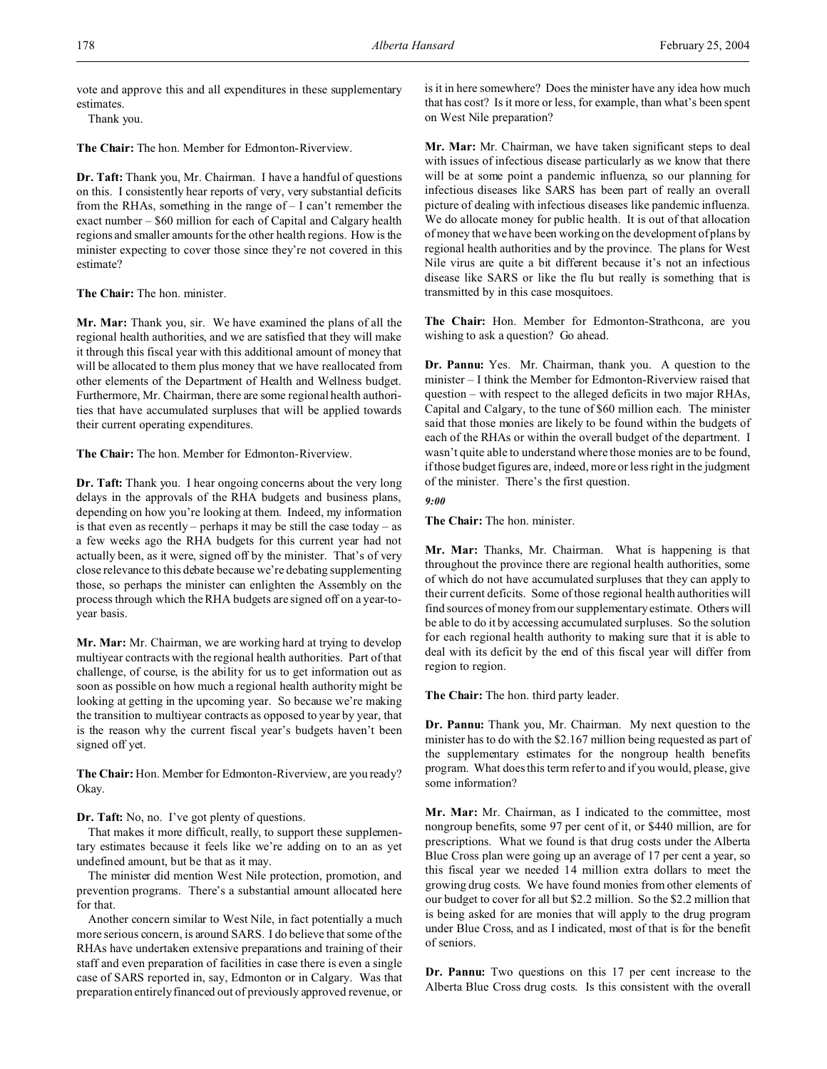vote and approve this and all expenditures in these supplementary estimates.

Thank you.

**The Chair:** The hon. Member for Edmonton-Riverview.

**Dr. Taft:** Thank you, Mr. Chairman. I have a handful of questions on this. I consistently hear reports of very, very substantial deficits from the RHAs, something in the range of – I can't remember the exact number – $60 million for each of Capital and Calgary health regions and smaller amounts for the other health regions. How is the minister expecting to cover those since they're not covered in this estimate?

**The Chair:** The hon. minister.

**Mr. Mar:** Thank you, sir. We have examined the plans of all the regional health authorities, and we are satisfied that they will make it through this fiscal year with this additional amount of money that will be allocated to them plus money that we have reallocated from other elements of the Department of Health and Wellness budget. Furthermore, Mr. Chairman, there are some regional health authorities that have accumulated surpluses that will be applied towards their current operating expenditures.

**The Chair:** The hon. Member for Edmonton-Riverview.

**Dr. Taft:** Thank you. I hear ongoing concerns about the very long delays in the approvals of the RHA budgets and business plans, depending on how you're looking at them. Indeed, my information is that even as recently – perhaps it may be still the case today – as a few weeks ago the RHA budgets for this current year had not actually been, as it were, signed off by the minister. That's of very close relevance to this debate because we're debating supplementing those, so perhaps the minister can enlighten the Assembly on the process through which the RHA budgets are signed off on a year-to-year basis.

**Mr. Mar:** Mr. Chairman, we are working hard at trying to develop multiyear contracts with the regional health authorities. Part of that challenge, of course, is the ability for us to get information out as soon as possible on how much a regional health authority might be looking at getting in the upcoming year. So because we're making the transition to multiyear contracts as opposed to year by year, that is the reason why the current fiscal year's budgets haven't been signed off yet.

**The Chair:** Hon. Member for Edmonton-Riverview, are you ready? Okay.

**Dr. Taft:** No, no. I've got plenty of questions.

That makes it more difficult, really, to support these supplementary estimates because it feels like we're adding on to an as yet undefined amount, but be that as it may.

The minister did mention West Nile protection, promotion, and prevention programs. There's a substantial amount allocated here for that.

Another concern similar to West Nile, in fact potentially a much more serious concern, is around SARS. I do believe that some of the RHAs have undertaken extensive preparations and training of their staff and even preparation of facilities in case there is even a single case of SARS reported in, say, Edmonton or in Calgary. Was that preparation entirely financed out of previously approved revenue, or is it in here somewhere? Does the minister have any idea how much that has cost? Is it more or less, for example, than what's been spent on West Nile preparation?

**Mr. Mar:** Mr. Chairman, we have taken significant steps to deal with issues of infectious disease particularly as we know that there will be at some point a pandemic influenza, so our planning for infectious diseases like SARS has been part of really an overall picture of dealing with infectious diseases like pandemic influenza. We do allocate money for public health. It is out of that allocation of money that we have been working on the development of plans by regional health authorities and by the province. The plans for West Nile virus are quite a bit different because it's not an infectious disease like SARS or like the flu but really is something that is transmitted by in this case mosquitoes.

**The Chair:** Hon. Member for Edmonton-Strathcona, are you wishing to ask a question? Go ahead.

**Dr. Pannu:** Yes. Mr. Chairman, thank you. A question to the minister – I think the Member for Edmonton-Riverview raised that question – with respect to the alleged deficits in two major RHAs, Capital and Calgary, to the tune of $60 million each. The minister said that those monies are likely to be found within the budgets of each of the RHAs or within the overall budget of the department. I wasn't quite able to understand where those monies are to be found, if those budget figures are, indeed, more or less right in the judgment of the minister. There's the first question.

*9:00*

**The Chair:** The hon. minister.

**Mr. Mar:** Thanks, Mr. Chairman. What is happening is that throughout the province there are regional health authorities, some of which do not have accumulated surpluses that they can apply to their current deficits. Some of those regional health authorities will find sources of money from our supplementary estimate. Others will be able to do it by accessing accumulated surpluses. So the solution for each regional health authority to making sure that it is able to deal with its deficit by the end of this fiscal year will differ from region to region.

**The Chair:** The hon. third party leader.

**Dr. Pannu:** Thank you, Mr. Chairman. My next question to the minister has to do with the $2.167 million being requested as part of the supplementary estimates for the nongroup health benefits program. What does this term refer to and if you would, please, give some information?

**Mr. Mar:** Mr. Chairman, as I indicated to the committee, most nongroup benefits, some 97 per cent of it, or $440 million, are for prescriptions. What we found is that drug costs under the Alberta Blue Cross plan were going up an average of 17 per cent a year, so this fiscal year we needed 14 million extra dollars to meet the growing drug costs. We have found monies from other elements of our budget to cover for all but $2.2 million. So the $2.2 million that is being asked for are monies that will apply to the drug program under Blue Cross, and as I indicated, most of that is for the benefit of seniors.

**Dr. Pannu:** Two questions on this 17 per cent increase to the Alberta Blue Cross drug costs. Is this consistent with the overall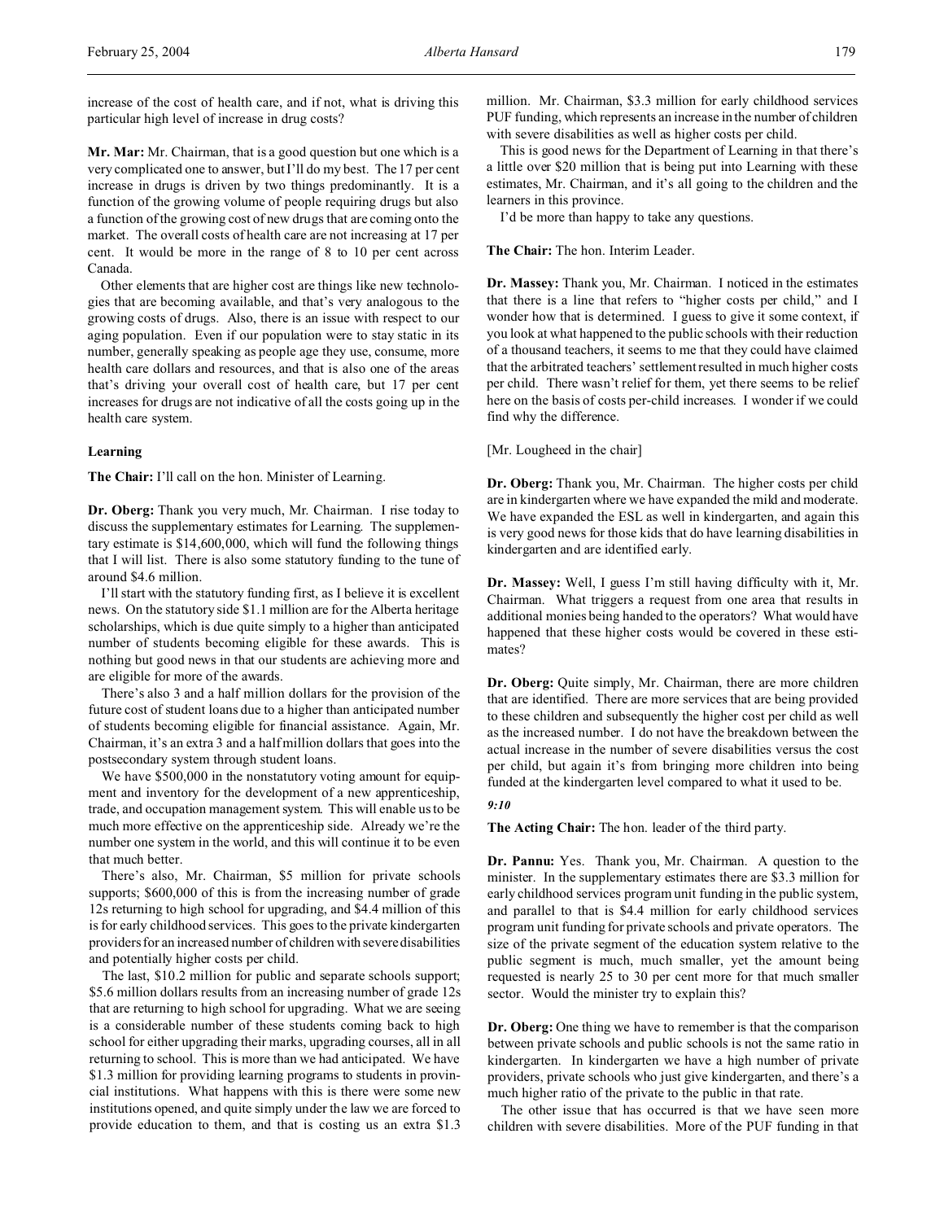increase of the cost of health care, and if not, what is driving this particular high level of increase in drug costs?

**Mr. Mar:** Mr. Chairman, that is a good question but one which is a very complicated one to answer, but I'll do my best. The 17 per cent increase in drugs is driven by two things predominantly. It is a function of the growing volume of people requiring drugs but also a function of the growing cost of new drugs that are coming onto the market. The overall costs of health care are not increasing at 17 per cent. It would be more in the range of 8 to 10 per cent across Canada.

Other elements that are higher cost are things like new technologies that are becoming available, and that's very analogous to the growing costs of drugs. Also, there is an issue with respect to our aging population. Even if our population were to stay static in its number, generally speaking as people age they use, consume, more health care dollars and resources, and that is also one of the areas that's driving your overall cost of health care, but 17 per cent increases for drugs are not indicative of all the costs going up in the health care system.

**Learning**

**The Chair:** I'll call on the hon. Minister of Learning.

**Dr. Oberg:** Thank you very much, Mr. Chairman. I rise today to discuss the supplementary estimates for Learning. The supplementary estimate is $14,600,000, which will fund the following things that I will list. There is also some statutory funding to the tune of around $4.6 million.

I'll start with the statutory funding first, as I believe it is excellent news. On the statutory side $1.1 million are for the Alberta heritage scholarships, which is due quite simply to a higher than anticipated number of students becoming eligible for these awards. This is nothing but good news in that our students are achieving more and are eligible for more of the awards.

There's also 3 and a half million dollars for the provision of the future cost of student loans due to a higher than anticipated number of students becoming eligible for financial assistance. Again, Mr. Chairman, it's an extra 3 and a half million dollars that goes into the postsecondary system through student loans.

We have $500,000 in the nonstatutory voting amount for equipment and inventory for the development of a new apprenticeship, trade, and occupation management system. This will enable us to be much more effective on the apprenticeship side. Already we're the number one system in the world, and this will continue it to be even that much better.

There's also, Mr. Chairman, $5 million for private schools supports; $600,000 of this is from the increasing number of grade 12s returning to high school for upgrading, and $4.4 million of this is for early childhood services. This goes to the private kindergarten providers for an increased number of children with severe disabilities and potentially higher costs per child.

The last, $10.2 million for public and separate schools support; $5.6 million dollars results from an increasing number of grade 12s that are returning to high school for upgrading. What we are seeing is a considerable number of these students coming back to high school for either upgrading their marks, upgrading courses, all in all returning to school. This is more than we had anticipated. We have $1.3 million for providing learning programs to students in provincial institutions. What happens with this is there were some new institutions opened, and quite simply under the law we are forced to provide education to them, and that is costing us an extra $1.3 million. Mr. Chairman, $3.3 million for early childhood services PUF funding, which represents an increase in the number of children with severe disabilities as well as higher costs per child.

This is good news for the Department of Learning in that there's a little over $20 million that is being put into Learning with these estimates, Mr. Chairman, and it's all going to the children and the learners in this province.

I'd be more than happy to take any questions.

**The Chair:** The hon. Interim Leader.

**Dr. Massey:** Thank you, Mr. Chairman. I noticed in the estimates that there is a line that refers to "higher costs per child," and I wonder how that is determined. I guess to give it some context, if you look at what happened to the public schools with their reduction of a thousand teachers, it seems to me that they could have claimed that the arbitrated teachers' settlement resulted in much higher costs per child. There wasn't relief for them, yet there seems to be relief here on the basis of costs per-child increases. I wonder if we could find why the difference.

[Mr. Lougheed in the chair]

**Dr. Oberg:** Thank you, Mr. Chairman. The higher costs per child are in kindergarten where we have expanded the mild and moderate. We have expanded the ESL as well in kindergarten, and again this is very good news for those kids that do have learning disabilities in kindergarten and are identified early.

**Dr. Massey:** Well, I guess I'm still having difficulty with it, Mr. Chairman. What triggers a request from one area that results in additional monies being handed to the operators? What would have happened that these higher costs would be covered in these estimates?

**Dr. Oberg:** Quite simply, Mr. Chairman, there are more children that are identified. There are more services that are being provided to these children and subsequently the higher cost per child as well as the increased number. I do not have the breakdown between the actual increase in the number of severe disabilities versus the cost per child, but again it's from bringing more children into being funded at the kindergarten level compared to what it used to be.

*9:10*

**The Acting Chair:** The hon. leader of the third party.

**Dr. Pannu:** Yes. Thank you, Mr. Chairman. A question to the minister. In the supplementary estimates there are $3.3 million for early childhood services program unit funding in the public system, and parallel to that is $4.4 million for early childhood services program unit funding for private schools and private operators. The size of the private segment of the education system relative to the public segment is much, much smaller, yet the amount being requested is nearly 25 to 30 per cent more for that much smaller sector. Would the minister try to explain this?

**Dr. Oberg:** One thing we have to remember is that the comparison between private schools and public schools is not the same ratio in kindergarten. In kindergarten we have a high number of private providers, private schools who just give kindergarten, and there's a much higher ratio of the private to the public in that rate.

The other issue that has occurred is that we have seen more children with severe disabilities. More of the PUF funding in that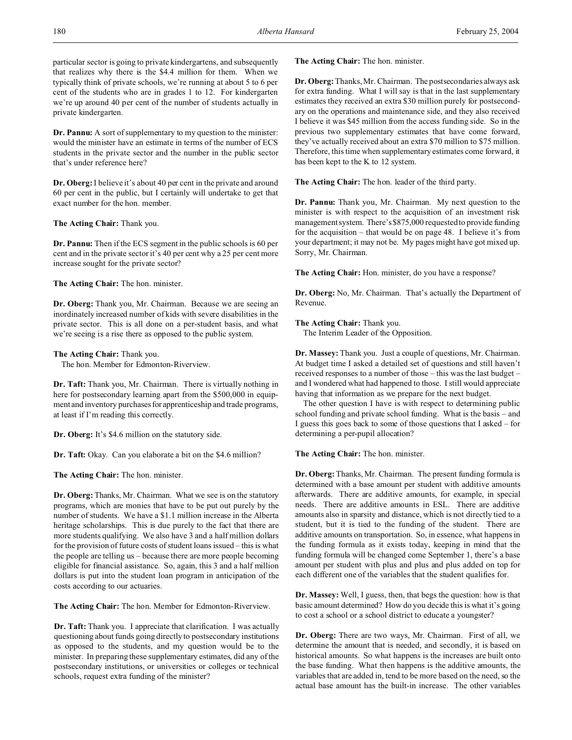particular sector is going to private kindergartens, and subsequently that realizes why there is the $4.4 million for them. When we typically think of private schools, we're running at about 5 to 6 per cent of the students who are in grades 1 to 12. For kindergarten we're up around 40 per cent of the number of students actually in private kindergarten.

**Dr. Pannu:** A sort of supplementary to my question to the minister: would the minister have an estimate in terms of the number of ECS students in the private sector and the number in the public sector that's under reference here?

**Dr. Oberg:** I believe it's about 40 per cent in the private and around 60 per cent in the public, but I certainly will undertake to get that exact number for the hon. member.

**The Acting Chair:** Thank you.

**Dr. Pannu:** Then if the ECS segment in the public schools is 60 per cent and in the private sector it's 40 per cent why a 25 per cent more increase sought for the private sector?

**The Acting Chair:** The hon. minister.

**Dr. Oberg:** Thank you, Mr. Chairman. Because we are seeing an inordinately increased number of kids with severe disabilities in the private sector. This is all done on a per-student basis, and what we're seeing is a rise there as opposed to the public system.

**The Acting Chair:** Thank you.
The hon. Member for Edmonton-Riverview.

**Dr. Taft:** Thank you, Mr. Chairman. There is virtually nothing in here for postsecondary learning apart from the $500,000 in equipment and inventory purchases for apprenticeship and trade programs, at least if I'm reading this correctly.

**Dr. Oberg:** It's $4.6 million on the statutory side.

**Dr. Taft:** Okay. Can you elaborate a bit on the $4.6 million?

**The Acting Chair:** The hon. minister.

**Dr. Oberg:** Thanks, Mr. Chairman. What we see is on the statutory programs, which are monies that have to be put out purely by the number of students. We have a $1.1 million increase in the Alberta heritage scholarships. This is due purely to the fact that there are more students qualifying. We also have 3 and a half million dollars for the provision of future costs of student loans issued – this is what the people are telling us – because there are more people becoming eligible for financial assistance. So, again, this 3 and a half million dollars is put into the student loan program in anticipation of the costs according to our actuaries.

**The Acting Chair:** The hon. Member for Edmonton-Riverview.

**Dr. Taft:** Thank you. I appreciate that clarification. I was actually questioning about funds going directly to postsecondary institutions as opposed to the students, and my question would be to the minister. In preparing these supplementary estimates, did any of the postsecondary institutions, or universities or colleges or technical schools, request extra funding of the minister?

**The Acting Chair:** The hon. minister.

**Dr. Oberg:** Thanks, Mr. Chairman. The postsecondaries always ask for extra funding. What I will say is that in the last supplementary estimates they received an extra $30 million purely for postsecondary on the operations and maintenance side, and they also received I believe it was $45 million from the access funding side. So in the previous two supplementary estimates that have come forward, they've actually received about an extra $70 million to $75 million. Therefore, this time when supplementary estimates come forward, it has been kept to the K to 12 system.

**The Acting Chair:** The hon. leader of the third party.

**Dr. Pannu:** Thank you, Mr. Chairman. My next question to the minister is with respect to the acquisition of an investment risk management system. There's $875,000 requested to provide funding for the acquisition – that would be on page 48. I believe it's from your department; it may not be. My pages might have got mixed up. Sorry, Mr. Chairman.

**The Acting Chair:** Hon. minister, do you have a response?

**Dr. Oberg:** No, Mr. Chairman. That's actually the Department of Revenue.

**The Acting Chair:** Thank you.
The Interim Leader of the Opposition.

**Dr. Massey:** Thank you. Just a couple of questions, Mr. Chairman. At budget time I asked a detailed set of questions and still haven't received responses to a number of those – this was the last budget – and I wondered what had happened to those. I still would appreciate having that information as we prepare for the next budget.

The other question I have is with respect to determining public school funding and private school funding. What is the basis – and I guess this goes back to some of those questions that I asked – for determining a per-pupil allocation?

**The Acting Chair:** The hon. minister.

**Dr. Oberg:** Thanks, Mr. Chairman. The present funding formula is determined with a base amount per student with additive amounts afterwards. There are additive amounts, for example, in special needs. There are additive amounts in ESL. There are additive amounts also in sparsity and distance, which is not directly tied to a student, but it is tied to the funding of the student. There are additive amounts on transportation. So, in essence, what happens in the funding formula as it exists today, keeping in mind that the funding formula will be changed come September 1, there's a base amount per student with plus and plus and plus added on top for each different one of the variables that the student qualifies for.

**Dr. Massey:** Well, I guess, then, that begs the question: how is that basic amount determined? How do you decide this is what it's going to cost a school or a school district to educate a youngster?

**Dr. Oberg:** There are two ways, Mr. Chairman. First of all, we determine the amount that is needed, and secondly, it is based on historical amounts. So what happens is the increases are built onto the base funding. What then happens is the additive amounts, the variables that are added in, tend to be more based on the need, so the actual base amount has the built-in increase. The other variables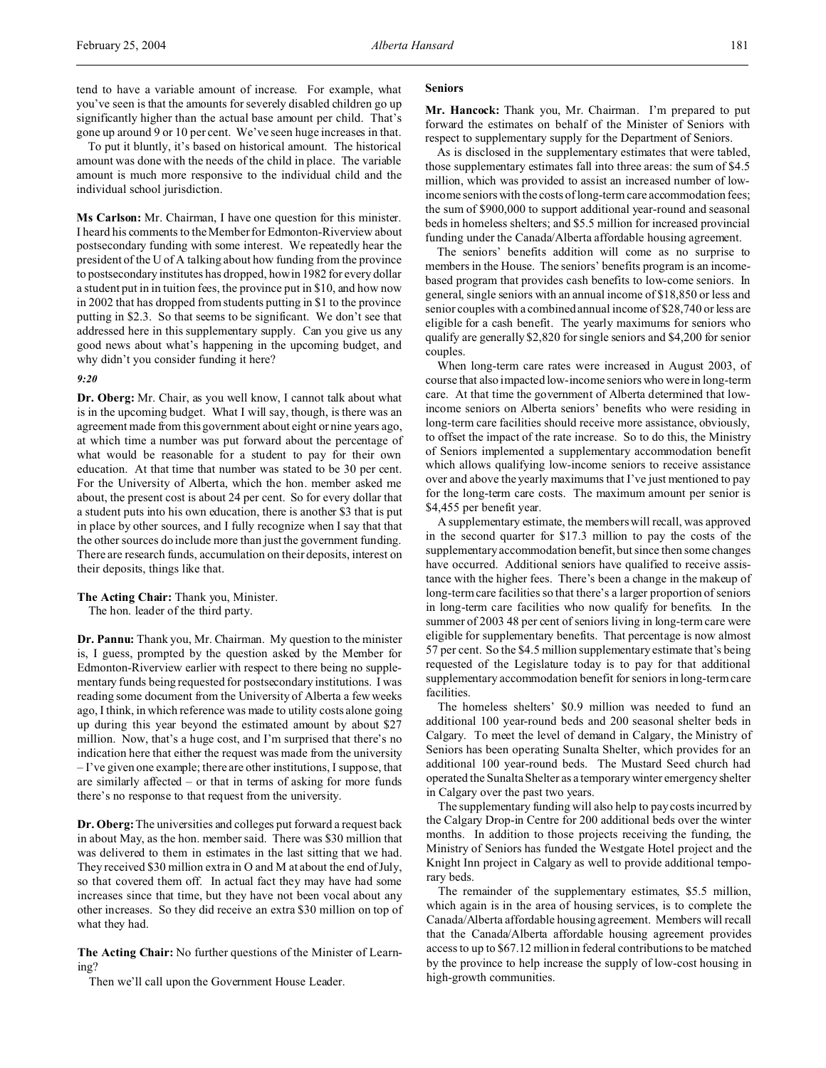tend to have a variable amount of increase. For example, what you've seen is that the amounts for severely disabled children go up significantly higher than the actual base amount per child. That's gone up around 9 or 10 per cent. We've seen huge increases in that.

To put it bluntly, it's based on historical amount. The historical amount was done with the needs of the child in place. The variable amount is much more responsive to the individual child and the individual school jurisdiction.

**Ms Carlson:** Mr. Chairman, I have one question for this minister. I heard his comments to the Member for Edmonton-Riverview about postsecondary funding with some interest. We repeatedly hear the president of the U of A talking about how funding from the province to postsecondary institutes has dropped, how in 1982 for every dollar a student put in in tuition fees, the province put in $10, and how now in 2002 that has dropped from students putting in $1 to the province putting in $2.3. So that seems to be significant. We don't see that addressed here in this supplementary supply. Can you give us any good news about what's happening in the upcoming budget, and why didn't you consider funding it here?

*9:20*

**Dr. Oberg:** Mr. Chair, as you well know, I cannot talk about what is in the upcoming budget. What I will say, though, is there was an agreement made from this government about eight or nine years ago, at which time a number was put forward about the percentage of what would be reasonable for a student to pay for their own education. At that time that number was stated to be 30 per cent. For the University of Alberta, which the hon. member asked me about, the present cost is about 24 per cent. So for every dollar that a student puts into his own education, there is another $3 that is put in place by other sources, and I fully recognize when I say that that the other sources do include more than just the government funding. There are research funds, accumulation on their deposits, interest on their deposits, things like that.

**The Acting Chair:** Thank you, Minister.

The hon. leader of the third party.

**Dr. Pannu:** Thank you, Mr. Chairman. My question to the minister is, I guess, prompted by the question asked by the Member for Edmonton-Riverview earlier with respect to there being no supplementary funds being requested for postsecondary institutions. I was reading some document from the University of Alberta a few weeks ago, I think, in which reference was made to utility costs alone going up during this year beyond the estimated amount by about $27 million. Now, that's a huge cost, and I'm surprised that there's no indication here that either the request was made from the university – I've given one example; there are other institutions, I suppose, that are similarly affected – or that in terms of asking for more funds there's no response to that request from the university.

**Dr. Oberg:** The universities and colleges put forward a request back in about May, as the hon. member said. There was $30 million that was delivered to them in estimates in the last sitting that we had. They received $30 million extra in O and M at about the end of July, so that covered them off. In actual fact they may have had some increases since that time, but they have not been vocal about any other increases. So they did receive an extra $30 million on top of what they had.

**The Acting Chair:** No further questions of the Minister of Learning?

Then we'll call upon the Government House Leader.

## Seniors

**Mr. Hancock:** Thank you, Mr. Chairman. I'm prepared to put forward the estimates on behalf of the Minister of Seniors with respect to supplementary supply for the Department of Seniors.

As is disclosed in the supplementary estimates that were tabled, those supplementary estimates fall into three areas: the sum of $4.5 million, which was provided to assist an increased number of low-income seniors with the costs of long-term care accommodation fees; the sum of $900,000 to support additional year-round and seasonal beds in homeless shelters; and $5.5 million for increased provincial funding under the Canada/Alberta affordable housing agreement.

The seniors' benefits addition will come as no surprise to members in the House. The seniors' benefits program is an income-based program that provides cash benefits to low-come seniors. In general, single seniors with an annual income of $18,850 or less and senior couples with a combined annual income of $28,740 or less are eligible for a cash benefit. The yearly maximums for seniors who qualify are generally $2,820 for single seniors and $4,200 for senior couples.

When long-term care rates were increased in August 2003, of course that also impacted low-income seniors who were in long-term care. At that time the government of Alberta determined that low-income seniors on Alberta seniors' benefits who were residing in long-term care facilities should receive more assistance, obviously, to offset the impact of the rate increase. So to do this, the Ministry of Seniors implemented a supplementary accommodation benefit which allows qualifying low-income seniors to receive assistance over and above the yearly maximums that I've just mentioned to pay for the long-term care costs. The maximum amount per senior is $4,455 per benefit year.

A supplementary estimate, the members will recall, was approved in the second quarter for $17.3 million to pay the costs of the supplementary accommodation benefit, but since then some changes have occurred. Additional seniors have qualified to receive assistance with the higher fees. There's been a change in the makeup of long-term care facilities so that there's a larger proportion of seniors in long-term care facilities who now qualify for benefits. In the summer of 2003 48 per cent of seniors living in long-term care were eligible for supplementary benefits. That percentage is now almost 57 per cent. So the $4.5 million supplementary estimate that's being requested of the Legislature today is to pay for that additional supplementary accommodation benefit for seniors in long-term care facilities.

The homeless shelters' $0.9 million was needed to fund an additional 100 year-round beds and 200 seasonal shelter beds in Calgary. To meet the level of demand in Calgary, the Ministry of Seniors has been operating Sunalta Shelter, which provides for an additional 100 year-round beds. The Mustard Seed church had operated the Sunalta Shelter as a temporary winter emergency shelter in Calgary over the past two years.

The supplementary funding will also help to pay costs incurred by the Calgary Drop-in Centre for 200 additional beds over the winter months. In addition to those projects receiving the funding, the Ministry of Seniors has funded the Westgate Hotel project and the Knight Inn project in Calgary as well to provide additional temporary beds.

The remainder of the supplementary estimates, $5.5 million, which again is in the area of housing services, is to complete the Canada/Alberta affordable housing agreement. Members will recall that the Canada/Alberta affordable housing agreement provides access to up to $67.12 million in federal contributions to be matched by the province to help increase the supply of low-cost housing in high-growth communities.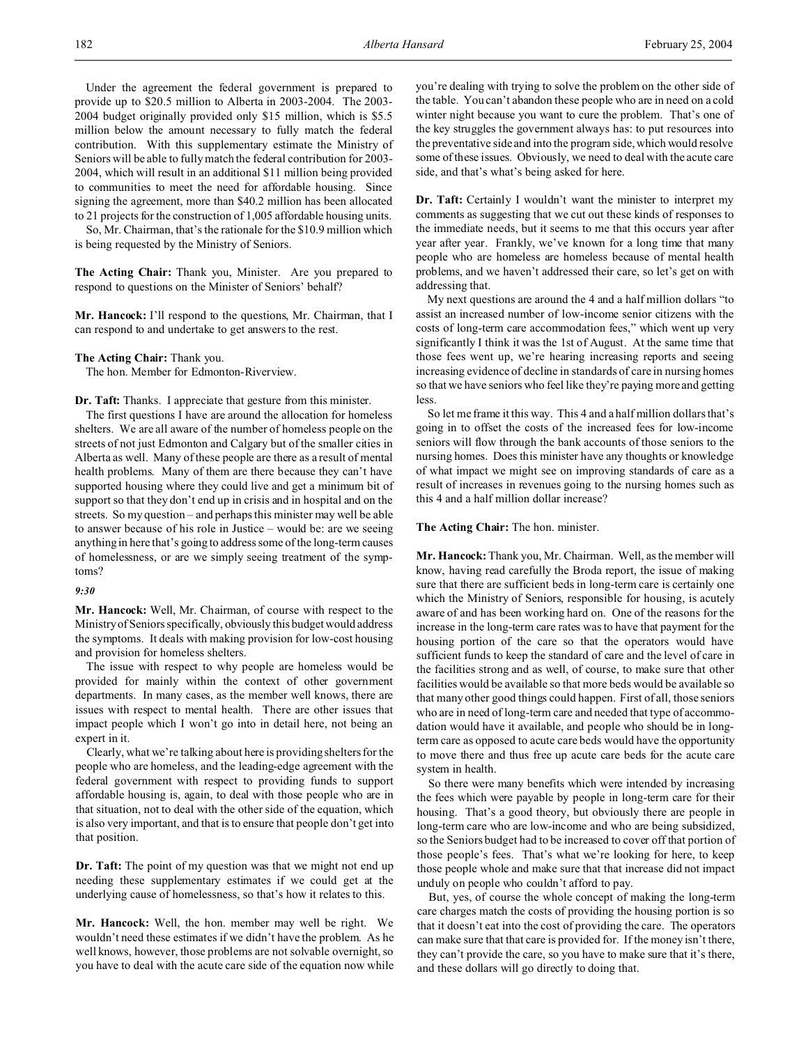Under the agreement the federal government is prepared to provide up to $20.5 million to Alberta in 2003-2004. The 2003-2004 budget originally provided only $15 million, which is $5.5 million below the amount necessary to fully match the federal contribution. With this supplementary estimate the Ministry of Seniors will be able to fully match the federal contribution for 2003-2004, which will result in an additional $11 million being provided to communities to meet the need for affordable housing. Since signing the agreement, more than $40.2 million has been allocated to 21 projects for the construction of 1,005 affordable housing units.

So, Mr. Chairman, that's the rationale for the $10.9 million which is being requested by the Ministry of Seniors.

**The Acting Chair:** Thank you, Minister. Are you prepared to respond to questions on the Minister of Seniors' behalf?

**Mr. Hancock:** I'll respond to the questions, Mr. Chairman, that I can respond to and undertake to get answers to the rest.

**The Acting Chair:** Thank you.

The hon. Member for Edmonton-Riverview.

**Dr. Taft:** Thanks. I appreciate that gesture from this minister.

The first questions I have are around the allocation for homeless shelters. We are all aware of the number of homeless people on the streets of not just Edmonton and Calgary but of the smaller cities in Alberta as well. Many of these people are there as a result of mental health problems. Many of them are there because they can't have supported housing where they could live and get a minimum bit of support so that they don't end up in crisis and in hospital and on the streets. So my question – and perhaps this minister may well be able to answer because of his role in Justice – would be: are we seeing anything in here that's going to address some of the long-term causes of homelessness, or are we simply seeing treatment of the symptoms?

*9:30*

**Mr. Hancock:** Well, Mr. Chairman, of course with respect to the Ministry of Seniors specifically, obviously this budget would address the symptoms. It deals with making provision for low-cost housing and provision for homeless shelters.

The issue with respect to why people are homeless would be provided for mainly within the context of other government departments. In many cases, as the member well knows, there are issues with respect to mental health. There are other issues that impact people which I won't go into in detail here, not being an expert in it.

Clearly, what we're talking about here is providing shelters for the people who are homeless, and the leading-edge agreement with the federal government with respect to providing funds to support affordable housing is, again, to deal with those people who are in that situation, not to deal with the other side of the equation, which is also very important, and that is to ensure that people don't get into that position.

**Dr. Taft:** The point of my question was that we might not end up needing these supplementary estimates if we could get at the underlying cause of homelessness, so that's how it relates to this.

**Mr. Hancock:** Well, the hon. member may well be right. We wouldn't need these estimates if we didn't have the problem. As he well knows, however, those problems are not solvable overnight, so you have to deal with the acute care side of the equation now while you're dealing with trying to solve the problem on the other side of the table. You can't abandon these people who are in need on a cold winter night because you want to cure the problem. That's one of the key struggles the government always has: to put resources into the preventative side and into the program side, which would resolve some of these issues. Obviously, we need to deal with the acute care side, and that's what's being asked for here.

**Dr. Taft:** Certainly I wouldn't want the minister to interpret my comments as suggesting that we cut out these kinds of responses to the immediate needs, but it seems to me that this occurs year after year after year. Frankly, we've known for a long time that many people who are homeless are homeless because of mental health problems, and we haven't addressed their care, so let's get on with addressing that.

My next questions are around the 4 and a half million dollars "to assist an increased number of low-income senior citizens with the costs of long-term care accommodation fees," which went up very significantly I think it was the 1st of August. At the same time that those fees went up, we're hearing increasing reports and seeing increasing evidence of decline in standards of care in nursing homes so that we have seniors who feel like they're paying more and getting less.

So let me frame it this way. This 4 and a half million dollars that's going in to offset the costs of the increased fees for low-income seniors will flow through the bank accounts of those seniors to the nursing homes. Does this minister have any thoughts or knowledge of what impact we might see on improving standards of care as a result of increases in revenues going to the nursing homes such as this 4 and a half million dollar increase?

**The Acting Chair:** The hon. minister.

**Mr. Hancock:** Thank you, Mr. Chairman. Well, as the member will know, having read carefully the Broda report, the issue of making sure that there are sufficient beds in long-term care is certainly one which the Ministry of Seniors, responsible for housing, is acutely aware of and has been working hard on. One of the reasons for the increase in the long-term care rates was to have that payment for the housing portion of the care so that the operators would have sufficient funds to keep the standard of care and the level of care in the facilities strong and as well, of course, to make sure that other facilities would be available so that more beds would be available so that many other good things could happen. First of all, those seniors who are in need of long-term care and needed that type of accommodation would have it available, and people who should be in long-term care as opposed to acute care beds would have the opportunity to move there and thus free up acute care beds for the acute care system in health.

So there were many benefits which were intended by increasing the fees which were payable by people in long-term care for their housing. That's a good theory, but obviously there are people in long-term care who are low-income and who are being subsidized, so the Seniors budget had to be increased to cover off that portion of those people's fees. That's what we're looking for here, to keep those people whole and make sure that that increase did not impact unduly on people who couldn't afford to pay.

But, yes, of course the whole concept of making the long-term care charges match the costs of providing the housing portion is so that it doesn't eat into the cost of providing the care. The operators can make sure that that care is provided for. If the money isn't there, they can't provide the care, so you have to make sure that it's there, and these dollars will go directly to doing that.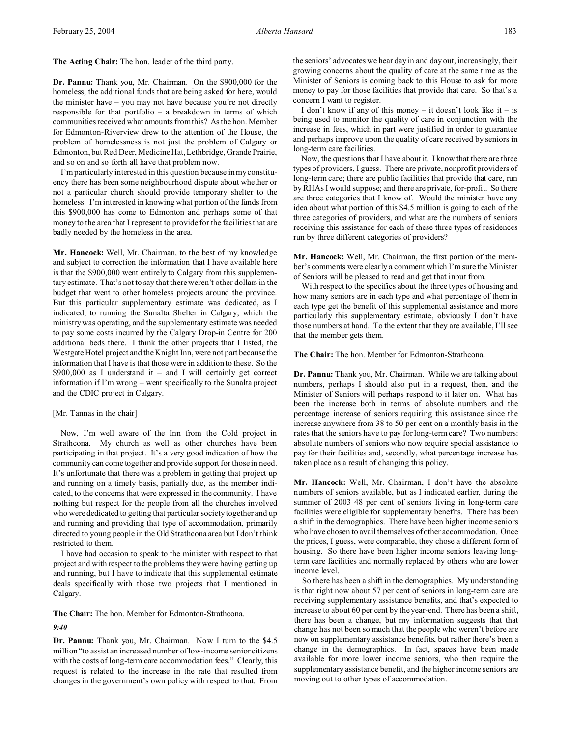**The Acting Chair:** The hon. leader of the third party.

**Dr. Pannu:** Thank you, Mr. Chairman. On the $900,000 for the homeless, the additional funds that are being asked for here, would the minister have – you may not have because you're not directly responsible for that portfolio – a breakdown in terms of which communities received what amounts from this? As the hon. Member for Edmonton-Riverview drew to the attention of the House, the problem of homelessness is not just the problem of Calgary or Edmonton, but Red Deer, Medicine Hat, Lethbridge, Grande Prairie, and so on and so forth all have that problem now.

I'm particularly interested in this question because in my constituency there has been some neighbourhood dispute about whether or not a particular church should provide temporary shelter to the homeless. I'm interested in knowing what portion of the funds from this $900,000 has come to Edmonton and perhaps some of that money to the area that I represent to provide for the facilities that are badly needed by the homeless in the area.

**Mr. Hancock:** Well, Mr. Chairman, to the best of my knowledge and subject to correction the information that I have available here is that the $900,000 went entirely to Calgary from this supplementary estimate. That's not to say that there weren't other dollars in the budget that went to other homeless projects around the province. But this particular supplementary estimate was dedicated, as I indicated, to running the Sunalta Shelter in Calgary, which the ministry was operating, and the supplementary estimate was needed to pay some costs incurred by the Calgary Drop-in Centre for 200 additional beds there. I think the other projects that I listed, the Westgate Hotel project and the Knight Inn, were not part because the information that I have is that those were in addition to these. So the $900,000 as I understand it – and I will certainly get correct information if I'm wrong – went specifically to the Sunalta project and the CDIC project in Calgary.

[Mr. Tannas in the chair]

Now, I'm well aware of the Inn from the Cold project in Strathcona. My church as well as other churches have been participating in that project. It's a very good indication of how the community can come together and provide support for those in need. It's unfortunate that there was a problem in getting that project up and running on a timely basis, partially due, as the member indicated, to the concerns that were expressed in the community. I have nothing but respect for the people from all the churches involved who were dedicated to getting that particular society together and up and running and providing that type of accommodation, primarily directed to young people in the Old Strathcona area but I don't think restricted to them.

I have had occasion to speak to the minister with respect to that project and with respect to the problems they were having getting up and running, but I have to indicate that this supplemental estimate deals specifically with those two projects that I mentioned in Calgary.

**The Chair:** The hon. Member for Edmonton-Strathcona.

*9:40*

**Dr. Pannu:** Thank you, Mr. Chairman. Now I turn to the $4.5 million "to assist an increased number of low-income senior citizens with the costs of long-term care accommodation fees." Clearly, this request is related to the increase in the rate that resulted from changes in the government's own policy with respect to that. From the seniors' advocates we hear day in and day out, increasingly, their growing concerns about the quality of care at the same time as the Minister of Seniors is coming back to this House to ask for more money to pay for those facilities that provide that care. So that's a concern I want to register.

I don't know if any of this money – it doesn't look like it – is being used to monitor the quality of care in conjunction with the increase in fees, which in part were justified in order to guarantee and perhaps improve upon the quality of care received by seniors in long-term care facilities.

Now, the questions that I have about it. I know that there are three types of providers, I guess. There are private, nonprofit providers of long-term care; there are public facilities that provide that care, run by RHAs I would suppose; and there are private, for-profit. So there are three categories that I know of. Would the minister have any idea about what portion of this $4.5 million is going to each of the three categories of providers, and what are the numbers of seniors receiving this assistance for each of these three types of residences run by three different categories of providers?

**Mr. Hancock:** Well, Mr. Chairman, the first portion of the member's comments were clearly a comment which I'm sure the Minister of Seniors will be pleased to read and get that input from.

With respect to the specifics about the three types of housing and how many seniors are in each type and what percentage of them in each type get the benefit of this supplemental assistance and more particularly this supplementary estimate, obviously I don't have those numbers at hand. To the extent that they are available, I'll see that the member gets them.

**The Chair:** The hon. Member for Edmonton-Strathcona.

**Dr. Pannu:** Thank you, Mr. Chairman. While we are talking about numbers, perhaps I should also put in a request, then, and the Minister of Seniors will perhaps respond to it later on. What has been the increase both in terms of absolute numbers and the percentage increase of seniors requiring this assistance since the increase anywhere from 38 to 50 per cent on a monthly basis in the rates that the seniors have to pay for long-term care? Two numbers: absolute numbers of seniors who now require special assistance to pay for their facilities and, secondly, what percentage increase has taken place as a result of changing this policy.

**Mr. Hancock:** Well, Mr. Chairman, I don't have the absolute numbers of seniors available, but as I indicated earlier, during the summer of 2003 48 per cent of seniors living in long-term care facilities were eligible for supplementary benefits. There has been a shift in the demographics. There have been higher income seniors who have chosen to avail themselves of other accommodation. Once the prices, I guess, were comparable, they chose a different form of housing. So there have been higher income seniors leaving long-term care facilities and normally replaced by others who are lower income level.

So there has been a shift in the demographics. My understanding is that right now about 57 per cent of seniors in long-term care are receiving supplementary assistance benefits, and that's expected to increase to about 60 per cent by the year-end. There has been a shift, there has been a change, but my information suggests that that change has not been so much that the people who weren't before are now on supplementary assistance benefits, but rather there's been a change in the demographics. In fact, spaces have been made available for more lower income seniors, who then require the supplementary assistance benefit, and the higher income seniors are moving out to other types of accommodation.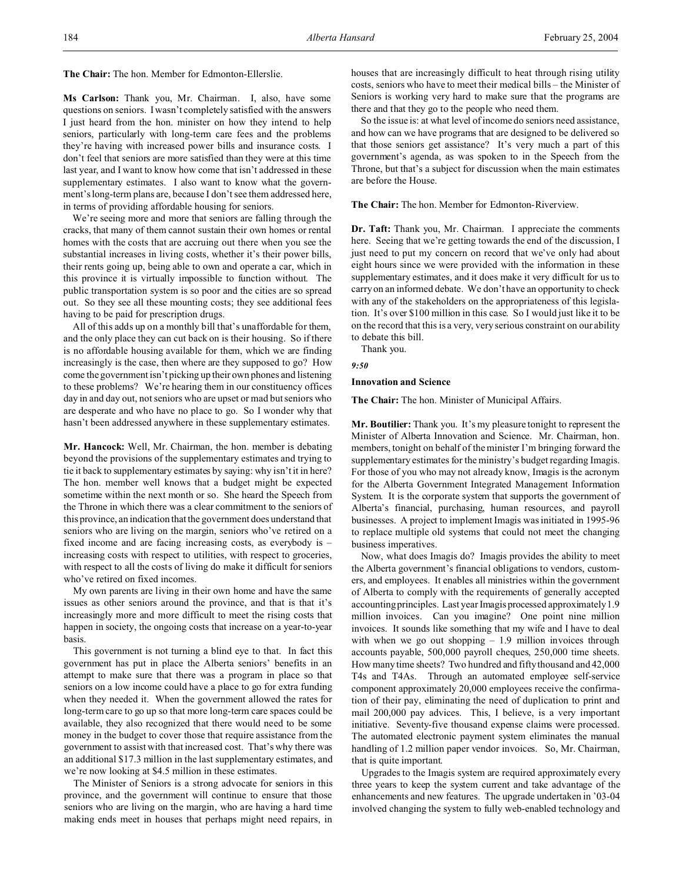**The Chair:** The hon. Member for Edmonton-Ellerslie.

**Ms Carlson:** Thank you, Mr. Chairman. I, also, have some questions on seniors. I wasn't completely satisfied with the answers I just heard from the hon. minister on how they intend to help seniors, particularly with long-term care fees and the problems they're having with increased power bills and insurance costs. I don't feel that seniors are more satisfied than they were at this time last year, and I want to know how come that isn't addressed in these supplementary estimates. I also want to know what the government's long-term plans are, because I don't see them addressed here, in terms of providing affordable housing for seniors.

We're seeing more and more that seniors are falling through the cracks, that many of them cannot sustain their own homes or rental homes with the costs that are accruing out there when you see the substantial increases in living costs, whether it's their power bills, their rents going up, being able to own and operate a car, which in this province it is virtually impossible to function without. The public transportation system is so poor and the cities are so spread out. So they see all these mounting costs; they see additional fees having to be paid for prescription drugs.

All of this adds up on a monthly bill that's unaffordable for them, and the only place they can cut back on is their housing. So if there is no affordable housing available for them, which we are finding increasingly is the case, then where are they supposed to go? How come the government isn't picking up their own phones and listening to these problems? We're hearing them in our constituency offices day in and day out, not seniors who are upset or mad but seniors who are desperate and who have no place to go. So I wonder why that hasn't been addressed anywhere in these supplementary estimates.

**Mr. Hancock:** Well, Mr. Chairman, the hon. member is debating beyond the provisions of the supplementary estimates and trying to tie it back to supplementary estimates by saying: why isn't it in here? The hon. member well knows that a budget might be expected sometime within the next month or so. She heard the Speech from the Throne in which there was a clear commitment to the seniors of this province, an indication that the government does understand that seniors who are living on the margin, seniors who've retired on a fixed income and are facing increasing costs, as everybody is – increasing costs with respect to utilities, with respect to groceries, with respect to all the costs of living do make it difficult for seniors who've retired on fixed incomes.

My own parents are living in their own home and have the same issues as other seniors around the province, and that is that it's increasingly more and more difficult to meet the rising costs that happen in society, the ongoing costs that increase on a year-to-year basis.

This government is not turning a blind eye to that. In fact this government has put in place the Alberta seniors' benefits in an attempt to make sure that there was a program in place so that seniors on a low income could have a place to go for extra funding when they needed it. When the government allowed the rates for long-term care to go up so that more long-term care spaces could be available, they also recognized that there would need to be some money in the budget to cover those that require assistance from the government to assist with that increased cost. That's why there was an additional $17.3 million in the last supplementary estimates, and we're now looking at $4.5 million in these estimates.

The Minister of Seniors is a strong advocate for seniors in this province, and the government will continue to ensure that those seniors who are living on the margin, who are having a hard time making ends meet in houses that perhaps might need repairs, in houses that are increasingly difficult to heat through rising utility costs, seniors who have to meet their medical bills – the Minister of Seniors is working very hard to make sure that the programs are there and that they go to the people who need them.

So the issue is: at what level of income do seniors need assistance, and how can we have programs that are designed to be delivered so that those seniors get assistance? It's very much a part of this government's agenda, as was spoken to in the Speech from the Throne, but that's a subject for discussion when the main estimates are before the House.

**The Chair:** The hon. Member for Edmonton-Riverview.

**Dr. Taft:** Thank you, Mr. Chairman. I appreciate the comments here. Seeing that we're getting towards the end of the discussion, I just need to put my concern on record that we've only had about eight hours since we were provided with the information in these supplementary estimates, and it does make it very difficult for us to carry on an informed debate. We don't have an opportunity to check with any of the stakeholders on the appropriateness of this legislation. It's over $100 million in this case. So I would just like it to be on the record that this is a very, very serious constraint on our ability to debate this bill.

Thank you.

*9:50*

**Innovation and Science**

**The Chair:** The hon. Minister of Municipal Affairs.

**Mr. Boutilier:** Thank you. It's my pleasure tonight to represent the Minister of Alberta Innovation and Science. Mr. Chairman, hon. members, tonight on behalf of the minister I'm bringing forward the supplementary estimates for the ministry's budget regarding Imagis. For those of you who may not already know, Imagis is the acronym for the Alberta Government Integrated Management Information System. It is the corporate system that supports the government of Alberta's financial, purchasing, human resources, and payroll businesses. A project to implement Imagis was initiated in 1995-96 to replace multiple old systems that could not meet the changing business imperatives.

Now, what does Imagis do? Imagis provides the ability to meet the Alberta government's financial obligations to vendors, customers, and employees. It enables all ministries within the government of Alberta to comply with the requirements of generally accepted accounting principles. Last year Imagis processed approximately 1.9 million invoices. Can you imagine? One point nine million invoices. It sounds like something that my wife and I have to deal with when we go out shopping – 1.9 million invoices through accounts payable, 500,000 payroll cheques, 250,000 time sheets. How many time sheets? Two hundred and fifty thousand and 42,000 T4s and T4As. Through an automated employee self-service component approximately 20,000 employees receive the confirmation of their pay, eliminating the need of duplication to print and mail 200,000 pay advices. This, I believe, is a very important initiative. Seventy-five thousand expense claims were processed. The automated electronic payment system eliminates the manual handling of 1.2 million paper vendor invoices. So, Mr. Chairman, that is quite important.

Upgrades to the Imagis system are required approximately every three years to keep the system current and take advantage of the enhancements and new features. The upgrade undertaken in '03-04 involved changing the system to fully web-enabled technology and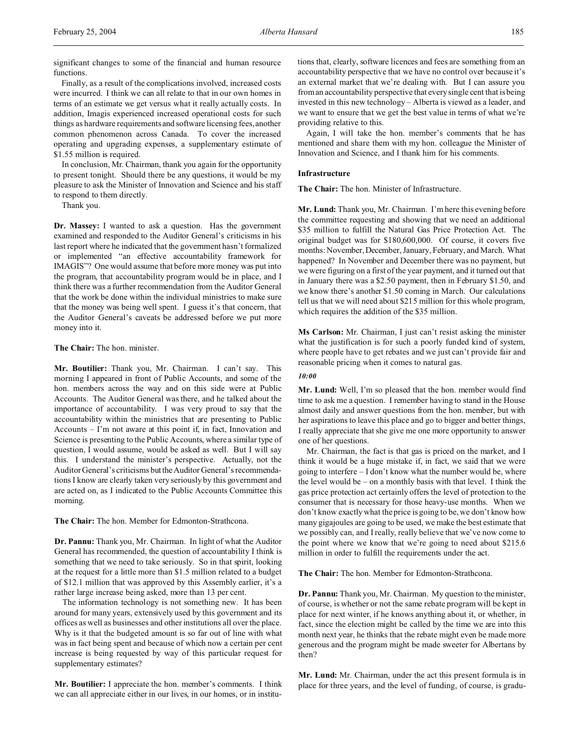significant changes to some of the financial and human resource functions.

Finally, as a result of the complications involved, increased costs were incurred. I think we can all relate to that in our own homes in terms of an estimate we get versus what it really actually costs. In addition, Imagis experienced increased operational costs for such things as hardware requirements and software licensing fees, another common phenomenon across Canada. To cover the increased operating and upgrading expenses, a supplementary estimate of $1.55 million is required.

In conclusion, Mr. Chairman, thank you again for the opportunity to present tonight. Should there be any questions, it would be my pleasure to ask the Minister of Innovation and Science and his staff to respond to them directly.

Thank you.

**Dr. Massey:** I wanted to ask a question. Has the government examined and responded to the Auditor General's criticisms in his last report where he indicated that the government hasn't formalized or implemented "an effective accountability framework for IMAGIS"? One would assume that before more money was put into the program, that accountability program would be in place, and I think there was a further recommendation from the Auditor General that the work be done within the individual ministries to make sure that the money was being well spent. I guess it's that concern, that the Auditor General's caveats be addressed before we put more money into it.

**The Chair:** The hon. minister.

**Mr. Boutilier:** Thank you, Mr. Chairman. I can't say. This morning I appeared in front of Public Accounts, and some of the hon. members across the way and on this side were at Public Accounts. The Auditor General was there, and he talked about the importance of accountability. I was very proud to say that the accountability within the ministries that are presenting to Public Accounts – I'm not aware at this point if, in fact, Innovation and Science is presenting to the Public Accounts, where a similar type of question, I would assume, would be asked as well. But I will say this. I understand the minister's perspective. Actually, not the Auditor General's criticisms but the Auditor General's recommendations I know are clearly taken very seriously by this government and are acted on, as I indicated to the Public Accounts Committee this morning.

**The Chair:** The hon. Member for Edmonton-Strathcona.

**Dr. Pannu:** Thank you, Mr. Chairman. In light of what the Auditor General has recommended, the question of accountability I think is something that we need to take seriously. So in that spirit, looking at the request for a little more than $1.5 million related to a budget of $12.1 million that was approved by this Assembly earlier, it's a rather large increase being asked, more than 13 per cent.

The information technology is not something new. It has been around for many years, extensively used by this government and its offices as well as businesses and other institutions all over the place. Why is it that the budgeted amount is so far out of line with what was in fact being spent and because of which now a certain per cent increase is being requested by way of this particular request for supplementary estimates?

**Mr. Boutilier:** I appreciate the hon. member's comments. I think we can all appreciate either in our lives, in our homes, or in institutions that, clearly, software licences and fees are something from an accountability perspective that we have no control over because it's an external market that we're dealing with. But I can assure you from an accountability perspective that every single cent that is being invested in this new technology – Alberta is viewed as a leader, and we want to ensure that we get the best value in terms of what we're providing relative to this.

Again, I will take the hon. member's comments that he has mentioned and share them with my hon. colleague the Minister of Innovation and Science, and I thank him for his comments.

### Infrastructure

**The Chair:** The hon. Minister of Infrastructure.

**Mr. Lund:** Thank you, Mr. Chairman. I'm here this evening before the committee requesting and showing that we need an additional $35 million to fulfill the Natural Gas Price Protection Act. The original budget was for $180,600,000. Of course, it covers five months: November, December, January, February, and March. What happened? In November and December there was no payment, but we were figuring on a first of the year payment, and it turned out that in January there was a $2.50 payment, then in February $1.50, and we know there's another $1.50 coming in March. Our calculations tell us that we will need about $215 million for this whole program, which requires the addition of the $35 million.

**Ms Carlson:** Mr. Chairman, I just can't resist asking the minister what the justification is for such a poorly funded kind of system, where people have to get rebates and we just can't provide fair and reasonable pricing when it comes to natural gas.

*10:00*

**Mr. Lund:** Well, I'm so pleased that the hon. member would find time to ask me a question. I remember having to stand in the House almost daily and answer questions from the hon. member, but with her aspirations to leave this place and go to bigger and better things, I really appreciate that she give me one more opportunity to answer one of her questions.

Mr. Chairman, the fact is that gas is priced on the market, and I think it would be a huge mistake if, in fact, we said that we were going to interfere – I don't know what the number would be, where the level would be – on a monthly basis with that level. I think the gas price protection act certainly offers the level of protection to the consumer that is necessary for those heavy-use months. When we don't know exactly what the price is going to be, we don't know how many gigajoules are going to be used, we make the best estimate that we possibly can, and I really, really believe that we've now come to the point where we know that we're going to need about $215.6 million in order to fulfill the requirements under the act.

**The Chair:** The hon. Member for Edmonton-Strathcona.

**Dr. Pannu:** Thank you, Mr. Chairman. My question to the minister, of course, is whether or not the same rebate program will be kept in place for next winter, if he knows anything about it, or whether, in fact, since the election might be called by the time we are into this month next year, he thinks that the rebate might even be made more generous and the program might be made sweeter for Albertans by then?

**Mr. Lund:** Mr. Chairman, under the act this present formula is in place for three years, and the level of funding, of course, is gradu-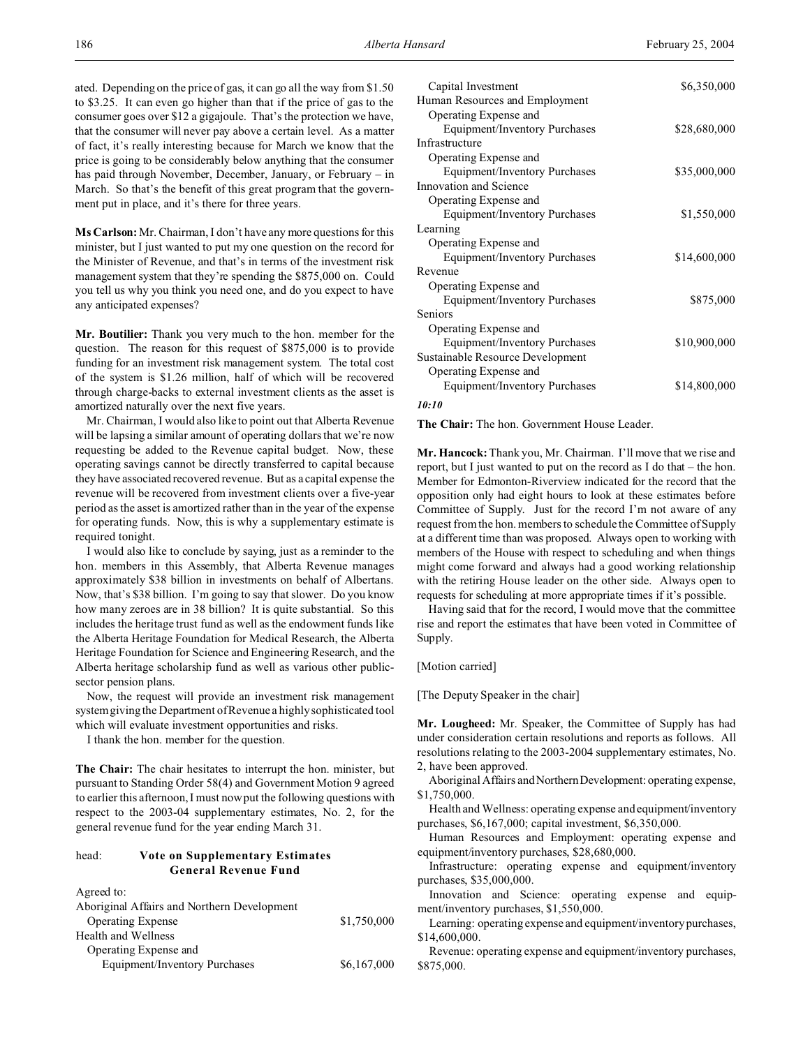ated. Depending on the price of gas, it can go all the way from $1.50 to $3.25. It can even go higher than that if the price of gas to the consumer goes over $12 a gigajoule. That's the protection we have, that the consumer will never pay above a certain level. As a matter of fact, it's really interesting because for March we know that the price is going to be considerably below anything that the consumer has paid through November, December, January, or February – in March. So that's the benefit of this great program that the government put in place, and it's there for three years.

**Ms Carlson:** Mr. Chairman, I don't have any more questions for this minister, but I just wanted to put my one question on the record for the Minister of Revenue, and that's in terms of the investment risk management system that they're spending the $875,000 on. Could you tell us why you think you need one, and do you expect to have any anticipated expenses?

**Mr. Boutilier:** Thank you very much to the hon. member for the question. The reason for this request of $875,000 is to provide funding for an investment risk management system. The total cost of the system is $1.26 million, half of which will be recovered through charge-backs to external investment clients as the asset is amortized naturally over the next five years.

Mr. Chairman, I would also like to point out that Alberta Revenue will be lapsing a similar amount of operating dollars that we're now requesting be added to the Revenue capital budget. Now, these operating savings cannot be directly transferred to capital because they have associated recovered revenue. But as a capital expense the revenue will be recovered from investment clients over a five-year period as the asset is amortized rather than in the year of the expense for operating funds. Now, this is why a supplementary estimate is required tonight.

I would also like to conclude by saying, just as a reminder to the hon. members in this Assembly, that Alberta Revenue manages approximately $38 billion in investments on behalf of Albertans. Now, that's $38 billion. I'm going to say that slower. Do you know how many zeroes are in 38 billion? It is quite substantial. So this includes the heritage trust fund as well as the endowment funds like the Alberta Heritage Foundation for Medical Research, the Alberta Heritage Foundation for Science and Engineering Research, and the Alberta heritage scholarship fund as well as various other public-sector pension plans.

Now, the request will provide an investment risk management system giving the Department of Revenue a highly sophisticated tool which will evaluate investment opportunities and risks.

I thank the hon. member for the question.

**The Chair:** The chair hesitates to interrupt the hon. minister, but pursuant to Standing Order 58(4) and Government Motion 9 agreed to earlier this afternoon, I must now put the following questions with respect to the 2003-04 supplementary estimates, No. 2, for the general revenue fund for the year ending March 31.

head: **Vote on Supplementary Estimates General Revenue Fund**

Agreed to:

| | |
|---|---|
| Aboriginal Affairs and Northern Development | |
| Operating Expense | $1,750,000 |
| Health and Wellness | |
| Operating Expense and Equipment/Inventory Purchases | $6,167,000 |
| Capital Investment | $6,350,000 |
| Human Resources and Employment | |
| Operating Expense and Equipment/Inventory Purchases | $28,680,000 |
| Infrastructure | |
| Operating Expense and Equipment/Inventory Purchases | $35,000,000 |
| Innovation and Science | |
| Operating Expense and Equipment/Inventory Purchases | $1,550,000 |
| Learning | |
| Operating Expense and Equipment/Inventory Purchases | $14,600,000 |
| Revenue | |
| Operating Expense and Equipment/Inventory Purchases | $875,000 |
| Seniors | |
| Operating Expense and Equipment/Inventory Purchases | $10,900,000 |
| Sustainable Resource Development | |
| Operating Expense and Equipment/Inventory Purchases | $14,800,000 |

*10:10*

**The Chair:** The hon. Government House Leader.

**Mr. Hancock:** Thank you, Mr. Chairman. I'll move that we rise and report, but I just wanted to put on the record as I do that – the hon. Member for Edmonton-Riverview indicated for the record that the opposition only had eight hours to look at these estimates before Committee of Supply. Just for the record I'm not aware of any request from the hon. members to schedule the Committee of Supply at a different time than was proposed. Always open to working with members of the House with respect to scheduling and when things might come forward and always had a good working relationship with the retiring House leader on the other side. Always open to requests for scheduling at more appropriate times if it's possible.

Having said that for the record, I would move that the committee rise and report the estimates that have been voted in Committee of Supply.

[Motion carried]

[The Deputy Speaker in the chair]

**Mr. Lougheed:** Mr. Speaker, the Committee of Supply has had under consideration certain resolutions and reports as follows. All resolutions relating to the 2003-2004 supplementary estimates, No. 2, have been approved.

Aboriginal Affairs and Northern Development: operating expense, $1,750,000.

Health and Wellness: operating expense and equipment/inventory purchases, $6,167,000; capital investment, $6,350,000.

Human Resources and Employment: operating expense and equipment/inventory purchases, $28,680,000.

Infrastructure: operating expense and equipment/inventory purchases, $35,000,000.

Innovation and Science: operating expense and equipment/inventory purchases, $1,550,000.

Learning: operating expense and equipment/inventory purchases, $14,600,000.

Revenue: operating expense and equipment/inventory purchases, $875,000.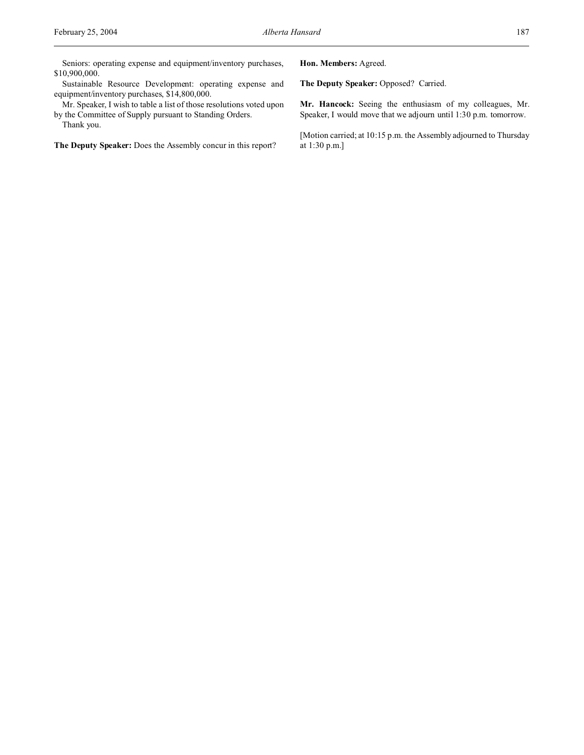Seniors: operating expense and equipment/inventory purchases, $10,900,000.

Sustainable Resource Development: operating expense and equipment/inventory purchases, $14,800,000.

Mr. Speaker, I wish to table a list of those resolutions voted upon by the Committee of Supply pursuant to Standing Orders.

Thank you.

**The Deputy Speaker:** Does the Assembly concur in this report?

**Hon. Members:** Agreed.

**The Deputy Speaker:** Opposed? Carried.

**Mr. Hancock:** Seeing the enthusiasm of my colleagues, Mr. Speaker, I would move that we adjourn until 1:30 p.m. tomorrow.

[Motion carried; at 10:15 p.m. the Assembly adjourned to Thursday at 1:30 p.m.]